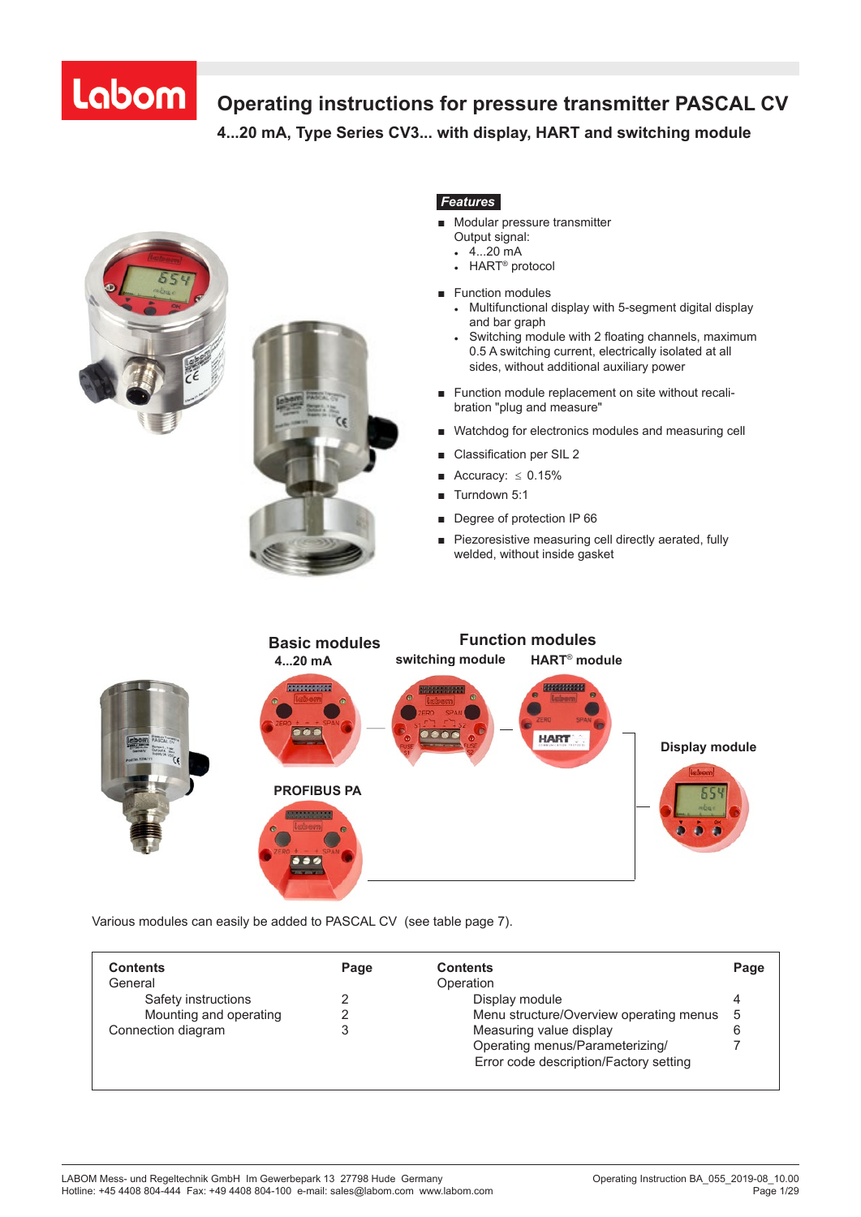# Operating instructions for pressure transmitter PASCAL CV

## 4...20 mA, Type Series CV3... with display, HART and switching module

***Features***

- Modular pressure transmitter
  Output signal:
  - 4...20 mA
  - HART® protocol
- Function modules
  - Multifunctional display with 5-segment digital display and bar graph
  - Switching module with 2 floating channels, maximum 0.5 A switching current, electrically isolated at all sides, without additional auxiliary power
- Function module replacement on site without recalibration "plug and measure"
- Watchdog for electronics modules and measuring cell
- Classification per SIL 2
- Accuracy: ≤ 0.15%
- Turndown 5:1
- Degree of protection IP 66
- Piezoresistive measuring cell directly aerated, fully welded, without inside gasket

**Basic modules**
**4...20 mA**

**PROFIBUS PA**

**Function modules**
**switching module** **HART® module**

**Display module**

Various modules can easily be added to PASCAL CV (see table page 7).

| **Contents** | **Page** | **Contents** | **Page** |
|---|---|---|---|
| General | | Operation | |
| Safety instructions | 2 | Display module | 4 |
| Mounting and operating | 2 | Menu structure/Overview operating menus | 5 |
| Connection diagram | 3 | Measuring value display | 6 |
| | | Operating menus/Parameterizing/ Error code description/Factory setting | 7 |

LABOM Mess- und Regeltechnik GmbH Im Gewerbepark 13 27798 Hude Germany
Hotline: +45 4408 804-444 Fax: +49 4408 804-100 e-mail: sales@labom.com www.labom.com

Operating Instruction BA_055_2019-08_10.00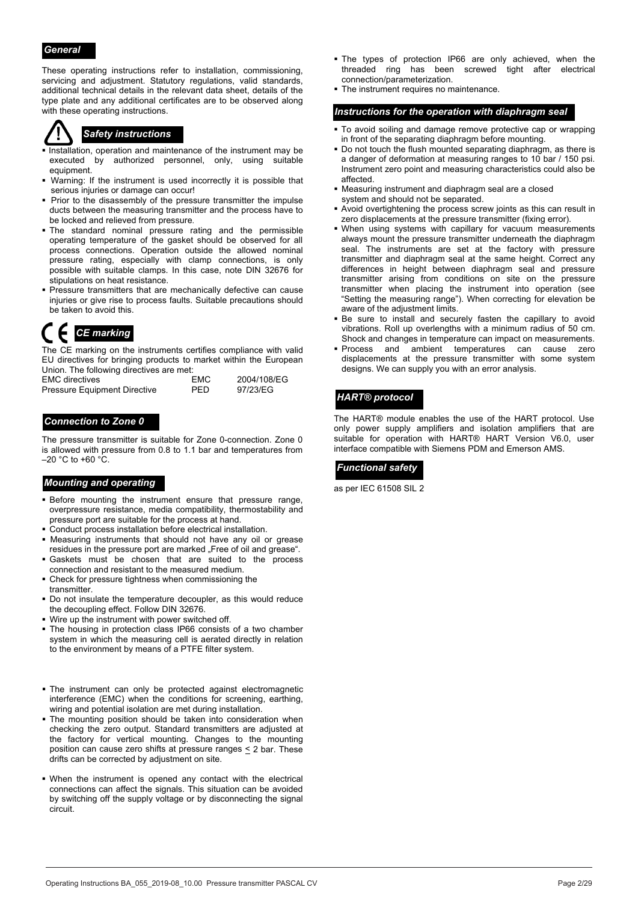## General

These operating instructions refer to installation, commissioning, servicing and adjustment. Statutory regulations, valid standards, additional technical details in the relevant data sheet, details of the type plate and any additional certificates are to be observed along with these operating instructions.

## Safety instructions

- Installation, operation and maintenance of the instrument may be executed by authorized personnel, only, using suitable equipment.
- Warning: If the instrument is used incorrectly it is possible that serious injuries or damage can occur!
- Prior to the disassembly of the pressure transmitter the impulse ducts between the measuring transmitter and the process have to be locked and relieved from pressure.
- The standard nominal pressure rating and the permissible operating temperature of the gasket should be observed for all process connections. Operation outside the allowed nominal pressure rating, especially with clamp connections, is only possible with suitable clamps. In this case, note DIN 32676 for stipulations on heat resistance.
- Pressure transmitters that are mechanically defective can cause injuries or give rise to process faults. Suitable precautions should be taken to avoid this.

## CE marking

The CE marking on the instruments certifies compliance with valid EU directives for bringing products to market within the European Union. The following directives are met:

| | | |
|---|---|---|
| EMC directives | EMC | 2004/108/EG |
| Pressure Equipment Directive | PED | 97/23/EG |

## Connection to Zone 0

The pressure transmitter is suitable for Zone 0-connection. Zone 0 is allowed with pressure from 0.8 to 1.1 bar and temperatures from –20 °C to +60 °C.

## Mounting and operating

- Before mounting the instrument ensure that pressure range, overpressure resistance, media compatibility, thermostability and pressure port are suitable for the process at hand.
- Conduct process installation before electrical installation.
- Measuring instruments that should not have any oil or grease residues in the pressure port are marked „Free of oil and grease".
- Gaskets must be chosen that are suited to the process connection and resistant to the measured medium.
- Check for pressure tightness when commissioning the transmitter.
- Do not insulate the temperature decoupler, as this would reduce the decoupling effect. Follow DIN 32676.
- Wire up the instrument with power switched off.
- The housing in protection class IP66 consists of a two chamber system in which the measuring cell is aerated directly in relation to the environment by means of a PTFE filter system.
- The instrument can only be protected against electromagnetic interference (EMC) when the conditions for screening, earthing, wiring and potential isolation are met during installation.
- The mounting position should be taken into consideration when checking the zero output. Standard transmitters are adjusted at the factory for vertical mounting. Changes to the mounting position can cause zero shifts at pressure ranges ≤ 2 bar. These drifts can be corrected by adjustment on site.
- When the instrument is opened any contact with the electrical connections can affect the signals. This situation can be avoided by switching off the supply voltage or by disconnecting the signal circuit.
- The types of protection IP66 are only achieved, when the threaded ring has been screwed tight after electrical connection/parameterization.
- The instrument requires no maintenance.

## Instructions for the operation with diaphragm seal

- To avoid soiling and damage remove protective cap or wrapping in front of the separating diaphragm before mounting.
- Do not touch the flush mounted separating diaphragm, as there is a danger of deformation at measuring ranges to 10 bar / 150 psi. Instrument zero point and measuring characteristics could also be affected.
- Measuring instrument and diaphragm seal are a closed system and should not be separated.
- Avoid overtightening the process screw joints as this can result in zero displacements at the pressure transmitter (fixing error).
- When using systems with capillary for vacuum measurements always mount the pressure transmitter underneath the diaphragm seal. The instruments are set at the factory with pressure transmitter and diaphragm seal at the same height. Correct any differences in height between diaphragm seal and pressure transmitter arising from conditions on site on the pressure transmitter when placing the instrument into operation (see "Setting the measuring range"). When correcting for elevation be aware of the adjustment limits.
- Be sure to install and securely fasten the capillary to avoid vibrations. Roll up overlengths with a minimum radius of 50 cm. Shock and changes in temperature can impact on measurements.
- Process and ambient temperatures can cause zero displacements at the pressure transmitter with some system designs. We can supply you with an error analysis.

## HART® protocol

The HART® module enables the use of the HART protocol. Use only power supply amplifiers and isolation amplifiers that are suitable for operation with HART® HART Version V6.0, user interface compatible with Siemens PDM and Emerson AMS.

## Functional safety

as per IEC 61508 SIL 2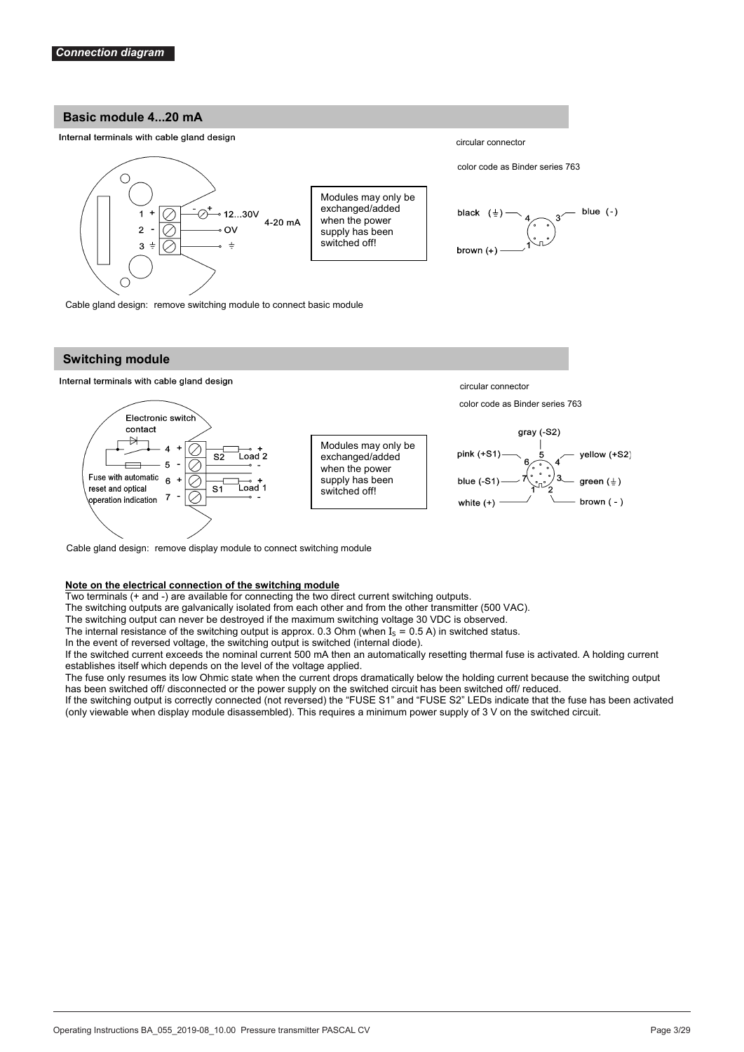*Connection diagram*

## Basic module 4...20 mA

Internal terminals with cable gland design

1 + | 12...30V
2 - | 0V
3 ⏚ | ⏚

4-20 mA

Modules may only be exchanged/added when the power supply has been switched off!

circular connector

color code as Binder series 763

black (⏚) — 4
blue (-) — 3
brown (+) — 1

Cable gland design: remove switching module to connect basic module

## Switching module

Internal terminals with cable gland design

Electronic switch contact

4 + | S2 Load 2 +
5 - | -
6 + | S1 Load 1 +
7 - | -

Fuse with automatic reset and optical operation indication

Modules may only be exchanged/added when the power supply has been switched off!

circular connector

color code as Binder series 763

gray (-S2) — 5
pink (+S1) — 6
yellow (+S2) — 4
blue (-S1) — 7
green (⏚) — 3
white (+) — 1
brown ( - ) — 2

Cable gland design: remove display module to connect switching module

**Note on the electrical connection of the switching module**

Two terminals (+ and -) are available for connecting the two direct current switching outputs.
The switching outputs are galvanically isolated from each other and from the other transmitter (500 VAC).
The switching output can never be destroyed if the maximum switching voltage 30 VDC is observed.
The internal resistance of the switching output is approx. 0.3 Ohm (when $I_S$ = 0.5 A) in switched status.
In the event of reversed voltage, the switching output is switched (internal diode).
If the switched current exceeds the nominal current 500 mA then an automatically resetting thermal fuse is activated. A holding current establishes itself which depends on the level of the voltage applied.
The fuse only resumes its low Ohmic state when the current drops dramatically below the holding current because the switching output has been switched off/ disconnected or the power supply on the switched circuit has been switched off/ reduced.
If the switching output is correctly connected (not reversed) the "FUSE S1" and "FUSE S2" LEDs indicate that the fuse has been activated (only viewable when display module disassembled). This requires a minimum power supply of 3 V on the switched circuit.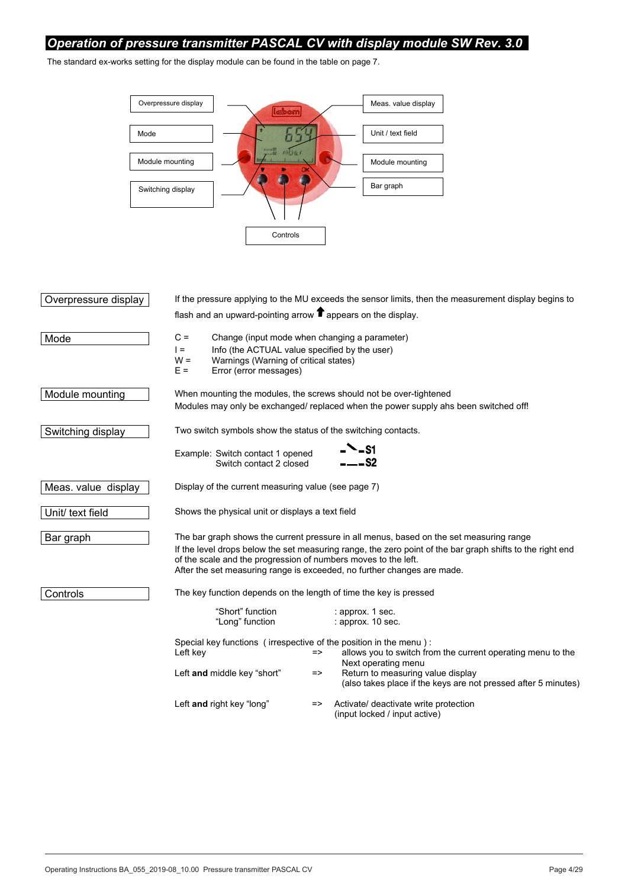# Operation of pressure transmitter PASCAL CV with display module SW Rev. 3.0

The standard ex-works setting for the display module can be found in the table on page 7.

Overpressure display | Mode | Module mounting | Switching display | Meas. value display | Unit / text field | Module mounting | Bar graph | Controls

**Overpressure display**

If the pressure applying to the MU exceeds the sensor limits, then the measurement display begins to flash and an upward-pointing arrow ⬆ appears on the display.

**Mode**

C = Change (input mode when changing a parameter)
I = Info (the ACTUAL value specified by the user)
W = Warnings (Warning of critical states)
E = Error (error messages)

**Module mounting**

When mounting the modules, the screws should not be over-tightened
Modules may only be exchanged/ replaced when the power supply ahs been switched off!

**Switching display**

Two switch symbols show the status of the switching contacts.

Example: Switch contact 1 opened — S1
Switch contact 2 closed — S2

**Meas. value display**

Display of the current measuring value (see page 7)

**Unit/ text field**

Shows the physical unit or displays a text field

**Bar graph**

The bar graph shows the current pressure in all menus, based on the set measuring range
If the level drops below the set measuring range, the zero point of the bar graph shifts to the right end of the scale and the progression of numbers moves to the left.
After the set measuring range is exceeded, no further changes are made.

**Controls**

The key function depends on the length of time the key is pressed

"Short" function : approx. 1 sec.
"Long" function : approx. 10 sec.

Special key functions ( irrespective of the position in the menu ) :

| | | |
|---|---|---|
| Left key | => | allows you to switch from the current operating menu to the Next operating menu |
| Left **and** middle key "short" | => | Return to measuring value display (also takes place if the keys are not pressed after 5 minutes) |
| Left **and** right key "long" | => | Activate/ deactivate write protection (input locked / input active) |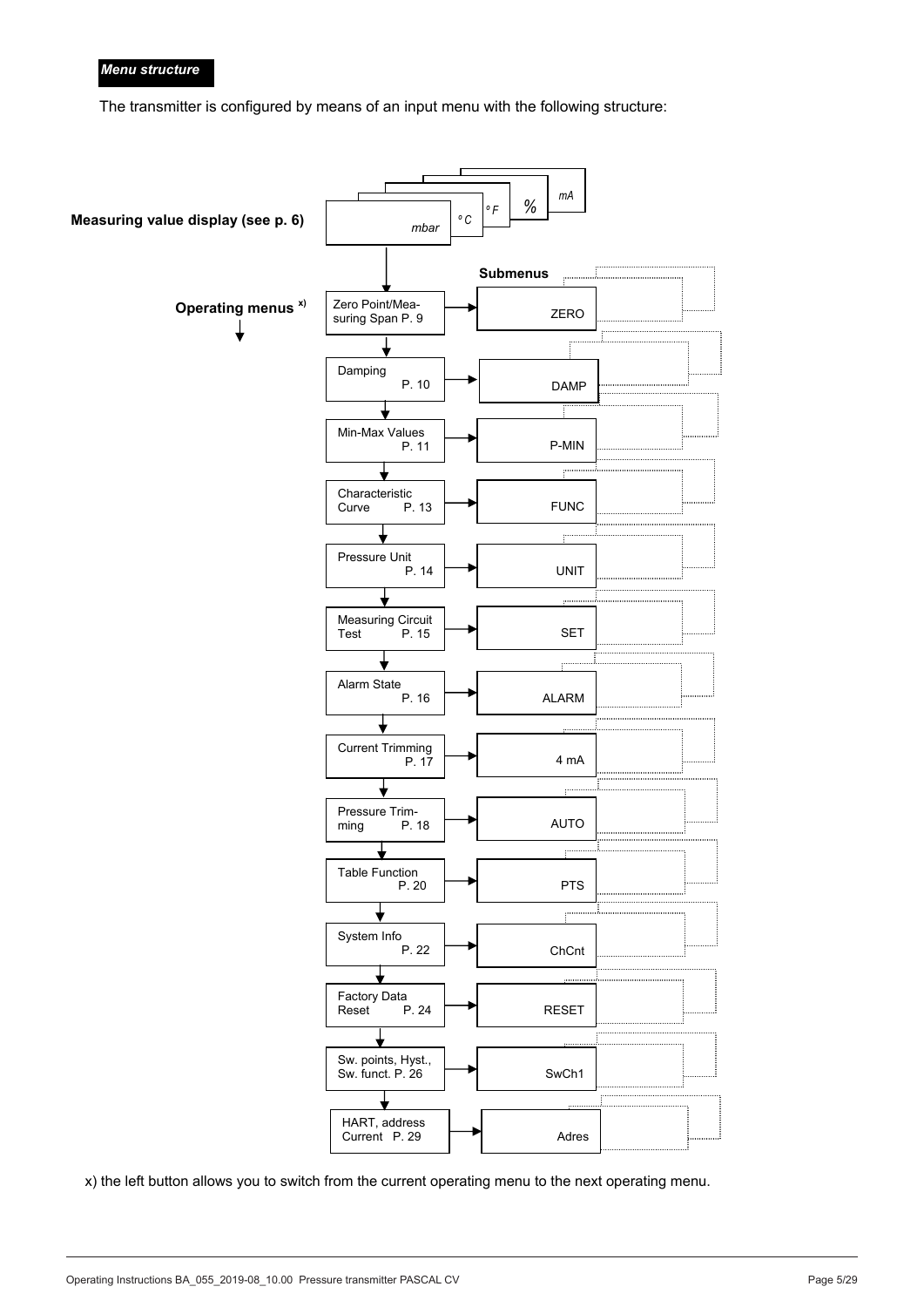***Menu structure***

The transmitter is configured by means of an input menu with the following structure:

**Measuring value display (see p. 6)**: mbar, °C, °F, %, mA

**Operating menus** x)

| Operating menu | Submenus |
|---|---|
| Zero Point/Measuring Span P. 9 | ZERO |
| Damping P. 10 | DAMP |
| Min-Max Values P. 11 | P-MIN |
| Characteristic Curve P. 13 | FUNC |
| Pressure Unit P. 14 | UNIT |
| Measuring Circuit Test P. 15 | SET |
| Alarm State P. 16 | ALARM |
| Current Trimming P. 17 | 4 mA |
| Pressure Trimming P. 18 | AUTO |
| Table Function P. 20 | PTS |
| System Info P. 22 | ChCnt |
| Factory Data Reset P. 24 | RESET |
| Sw. points, Hyst., Sw. funct. P. 26 | SwCh1 |
| HART, address Current P. 29 | Adres |

x) the left button allows you to switch from the current operating menu to the next operating menu.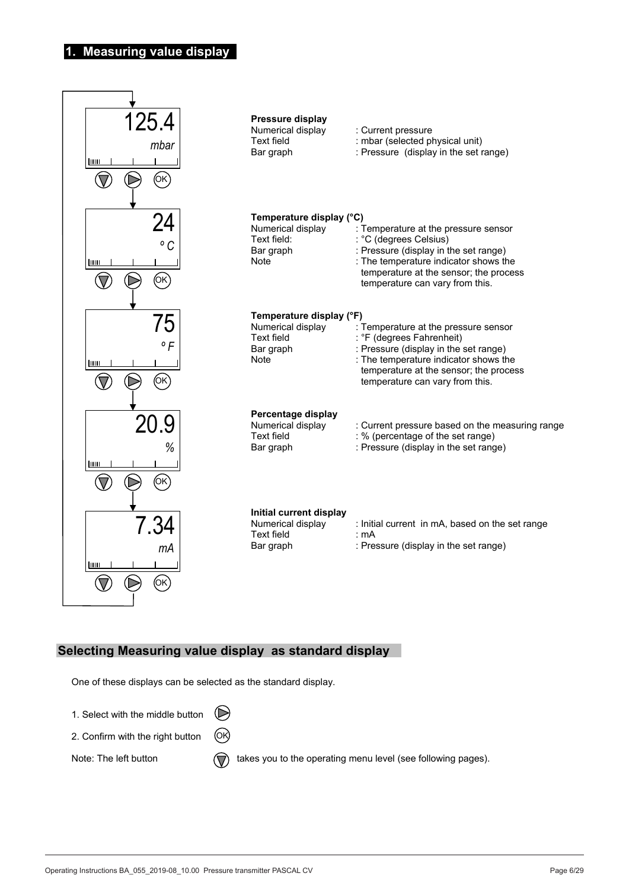# 1. Measuring value display

125.4
*mbar*

**Pressure display**

| | |
|---|---|
| Numerical display | : Current pressure |
| Text field | : mbar (selected physical unit) |
| Bar graph | : Pressure (display in the set range) |

24
*°C*

**Temperature display (°C)**

| | |
|---|---|
| Numerical display | : Temperature at the pressure sensor |
| Text field: | : °C (degrees Celsius) |
| Bar graph | : Pressure (display in the set range) |
| Note | : The temperature indicator shows the temperature at the sensor; the process temperature can vary from this. |

75
*°F*

**Temperature display (°F)**

| | |
|---|---|
| Numerical display | : Temperature at the pressure sensor |
| Text field | : °F (degrees Fahrenheit) |
| Bar graph | : Pressure (display in the set range) |
| Note | : The temperature indicator shows the temperature at the sensor; the process temperature can vary from this. |

20.9
*%*

**Percentage display**

| | |
|---|---|
| Numerical display | : Current pressure based on the measuring range |
| Text field | : % (percentage of the set range) |
| Bar graph | : Pressure (display in the set range) |

7.34
*mA*

**Initial current display**

| | |
|---|---|
| Numerical display | : Initial current in mA, based on the set range |
| Text field | : mA |
| Bar graph | : Pressure (display in the set range) |

## Selecting Measuring value display as standard display

One of these displays can be selected as the standard display.

1. Select with the middle button ▷
2. Confirm with the right button OK

Note: The left button ▽ takes you to the operating menu level (see following pages).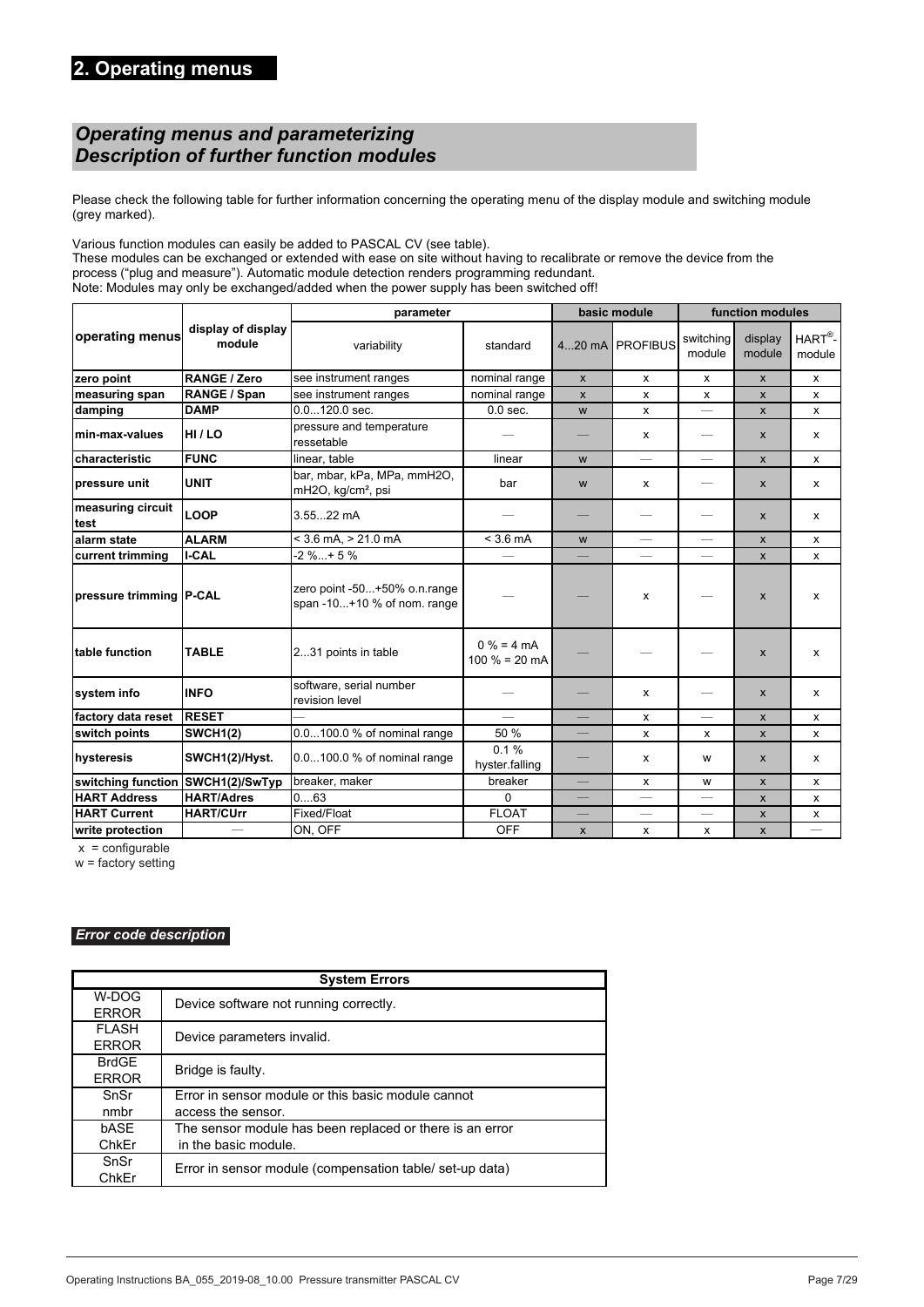# 2. Operating menus

## *Operating menus and parameterizing*
## *Description of further function modules*

Please check the following table for further information concerning the operating menu of the display module and switching module (grey marked).

Various function modules can easily be added to PASCAL CV (see table).
These modules can be exchanged or extended with ease on site without having to recalibrate or remove the device from the process ("plug and measure"). Automatic module detection renders programming redundant.
Note: Modules may only be exchanged/added when the power supply has been switched off!

| operating menus | display of display module | parameter | | basic module | | function modules | | |
|---|---|---|---|---|---|---|---|---|
| | | variability | standard | 4...20 mA | PROFIBUS | switching module | display module | HART®-module |
| **zero point** | **RANGE / Zero** | see instrument ranges | nominal range | x | x | x | x | x |
| **measuring span** | **RANGE / Span** | see instrument ranges | nominal range | x | x | x | x | x |
| **damping** | **DAMP** | 0.0...120.0 sec. | 0.0 sec. | w | x | — | x | x |
| **min-max-values** | **HI / LO** | pressure and temperature ressetable | — | — | x | — | x | x |
| **characteristic** | **FUNC** | linear, table | linear | w | — | — | x | x |
| **pressure unit** | **UNIT** | bar, mbar, kPa, MPa, mmH2O, mH2O, kg/cm², psi | bar | w | x | — | x | x |
| **measuring circuit test** | **LOOP** | 3.55...22 mA | — | — | — | — | x | x |
| **alarm state** | **ALARM** | < 3.6 mA, > 21.0 mA | < 3.6 mA | w | — | — | x | x |
| **current trimming** | **I-CAL** | -2 %...+ 5 % | — | — | — | — | x | x |
| **pressure trimming** | **P-CAL** | zero point -50...+50% o.n.range span -10...+10 % of nom. range | — | — | x | — | x | x |
| **table function** | **TABLE** | 2...31 points in table | 0 % = 4 mA 100 % = 20 mA | — | — | — | x | x |
| **system info** | **INFO** | software, serial number revision level | — | — | x | — | x | x |
| **factory data reset** | **RESET** | — | — | — | x | — | x | x |
| **switch points** | **SWCH1(2)** | 0.0...100.0 % of nominal range | 50 % | — | x | x | x | x |
| **hysteresis** | **SWCH1(2)/Hyst.** | 0.0...100.0 % of nominal range | 0.1 % hyster.falling | — | x | w | x | x |
| **switching function** | **SWCH1(2)/SwTyp** | breaker, maker | breaker | — | x | w | x | x |
| **HART Address** | **HART/Adres** | 0....63 | 0 | — | — | — | x | x |
| **HART Current** | **HART/CUrr** | Fixed/Float | FLOAT | — | — | — | x | x |
| **write protection** | — | ON, OFF | OFF | x | x | x | x | — |

x = configurable
w = factory setting

### *Error code description*

| System Errors | |
|---|---|
| W-DOG ERROR | Device software not running correctly. |
| FLASH ERROR | Device parameters invalid. |
| BrdGE ERROR | Bridge is faulty. |
| SnSr nmbr | Error in sensor module or this basic module cannot access the sensor. |
| bASE ChkEr | The sensor module has been replaced or there is an error in the basic module. |
| SnSr ChkEr | Error in sensor module (compensation table/ set-up data) |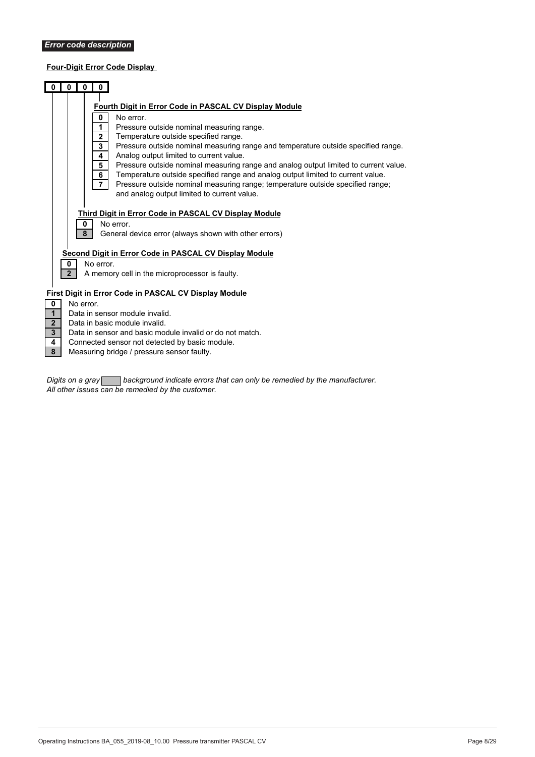## *Error code description*

**Four-Digit Error Code Display**

| 0 | 0 | 0 | 0 |
|---|---|---|---|

**Fourth Digit in Error Code in PASCAL CV Display Module**

| Digit | Description |
|---|---|
| 0 | No error. |
| 1 | Pressure outside nominal measuring range. |
| 2 | Temperature outside specified range. |
| 3 | Pressure outside nominal measuring range and temperature outside specified range. |
| 4 | Analog output limited to current value. |
| 5 | Pressure outside nominal measuring range and analog output limited to current value. |
| 6 | Temperature outside specified range and analog output limited to current value. |
| 7 | Pressure outside nominal measuring range; temperature outside specified range; and analog output limited to current value. |

**Third Digit in Error Code in PASCAL CV Display Module**

| Digit | Description |
|---|---|
| 0 | No error. |
| 8 | General device error (always shown with other errors) |

**Second Digit in Error Code in PASCAL CV Display Module**

| Digit | Description |
|---|---|
| 0 | No error. |
| 2 | A memory cell in the microprocessor is faulty. |

**First Digit in Error Code in PASCAL CV Display Module**

| Digit | Description |
|---|---|
| 0 | No error. |
| 1 | Data in sensor module invalid. |
| 2 | Data in basic module invalid. |
| 3 | Data in sensor and basic module invalid or do not match. |
| 4 | Connected sensor not detected by basic module. |
| 8 | Measuring bridge / pressure sensor faulty. |

*Digits on a gray background indicate errors that can only be remedied by the manufacturer.*
*All other issues can be remedied by the customer.*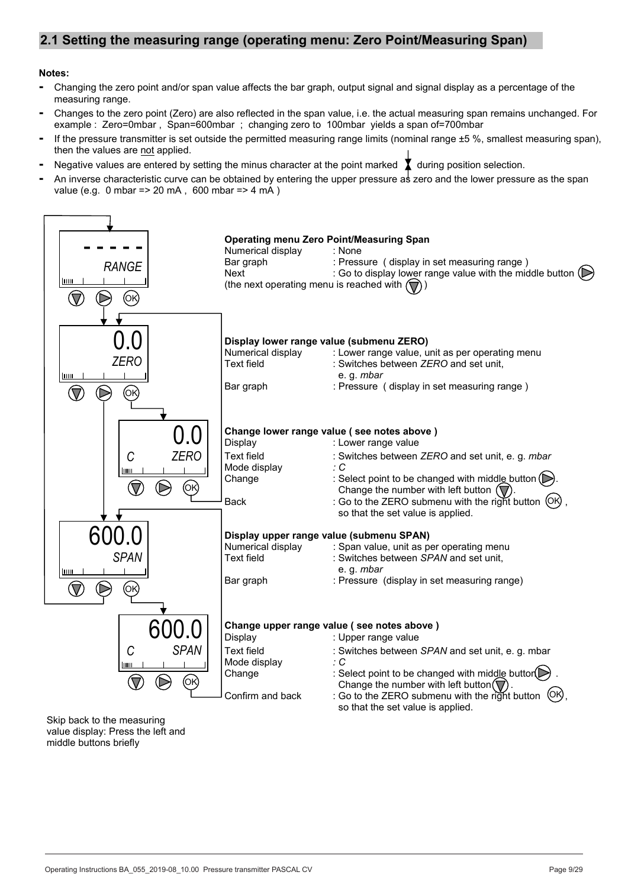## 2.1 Setting the measuring range (operating menu: Zero Point/Measuring Span)

**Notes:**

- Changing the zero point and/or span value affects the bar graph, output signal and signal display as a percentage of the measuring range.
- Changes to the zero point (Zero) are also reflected in the span value, i.e. the actual measuring span remains unchanged. For example : Zero=0mbar , Span=600mbar ; changing zero to 100mbar yields a span of=700mbar
- If the pressure transmitter is set outside the permitted measuring range limits (nominal range ±5 %, smallest measuring span), then the values are not applied.
- Negative values are entered by setting the minus character at the point marked during position selection.
- An inverse characteristic curve can be obtained by entering the upper pressure as zero and the lower pressure as the span value (e.g. 0 mbar => 20 mA , 600 mbar => 4 mA )

- - - - -
RANGE

**Operating menu Zero Point/Measuring Span**

| | |
|---|---|
| Numerical display | : None |
| Bar graph | : Pressure ( display in set measuring range ) |
| Next | : Go to display lower range value with the middle button |

(the next operating menu is reached with )

0.0
ZERO

**Display lower range value (submenu ZERO)**

| | |
|---|---|
| Numerical display | : Lower range value, unit as per operating menu |
| Text field | : Switches between *ZERO* and set unit, e. g. *mbar* |
| Bar graph | : Pressure ( display in set measuring range ) |

0.0
C ZERO

**Change lower range value ( see notes above )**

| | |
|---|---|
| Display | : Lower range value |
| Text field | : Switches between *ZERO* and set unit, e. g. *mbar* |
| Mode display | *: C* |
| Change | : Select point to be changed with middle button . Change the number with left button . |
| Back | : Go to the ZERO submenu with the right button OK , so that the set value is applied. |

600.0
SPAN

**Display upper range value (submenu SPAN)**

| | |
|---|---|
| Numerical display | : Span value, unit as per operating menu |
| Text field | : Switches between *SPAN* and set unit, e. g. *mbar* |
| Bar graph | : Pressure (display in set measuring range) |

600.0
C SPAN

**Change upper range value ( see notes above )**

| | |
|---|---|
| Display | : Upper range value |
| Text field | : Switches between *SPAN* and set unit, e. g. mbar |
| Mode display | *: C* |
| Change | : Select point to be changed with middle button . Change the number with left button . |
| Confirm and back | : Go to the ZERO submenu with the right button OK, so that the set value is applied. |

Skip back to the measuring value display: Press the left and middle buttons briefly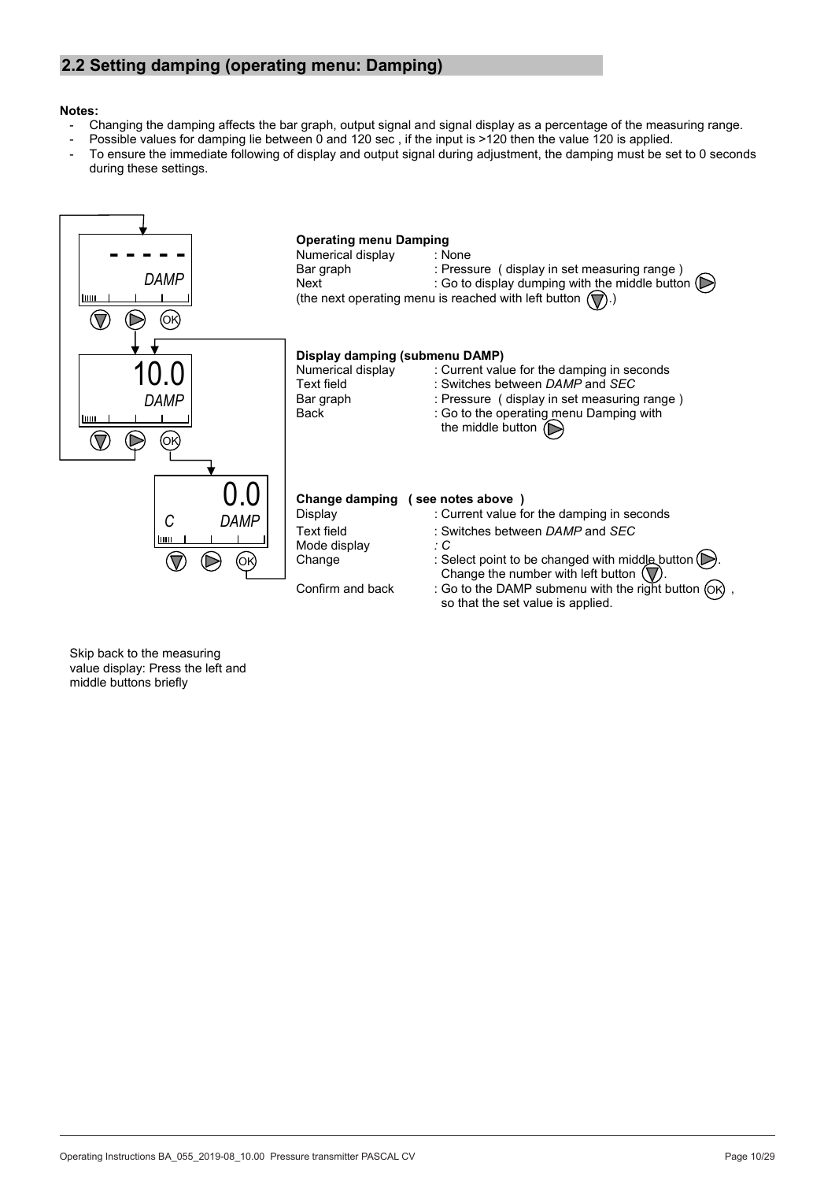## 2.2 Setting damping (operating menu: Damping)

**Notes:**

- Changing the damping affects the bar graph, output signal and signal display as a percentage of the measuring range.
- Possible values for damping lie between 0 and 120 sec , if the input is >120 then the value 120 is applied.
- To ensure the immediate following of display and output signal during adjustment, the damping must be set to 0 seconds during these settings.

**Operating menu Damping**

Numerical display : None
Bar graph : Pressure ( display in set measuring range )
Next : Go to display dumping with the middle button (▷)
(the next operating menu is reached with left button (▽).)

**Display damping (submenu DAMP)**

Numerical display : Current value for the damping in seconds
Text field : Switches between *DAMP* and *SEC*
Bar graph : Pressure ( display in set measuring range )
Back : Go to the operating menu Damping with the middle button (▷)

**Change damping ( see notes above )**

Display : Current value for the damping in seconds
Text field : Switches between *DAMP* and *SEC*
Mode display : *C*
Change : Select point to be changed with middle button (▷). Change the number with left button (▽).
Confirm and back : Go to the DAMP submenu with the right button (OK) , so that the set value is applied.

Skip back to the measuring value display: Press the left and middle buttons briefly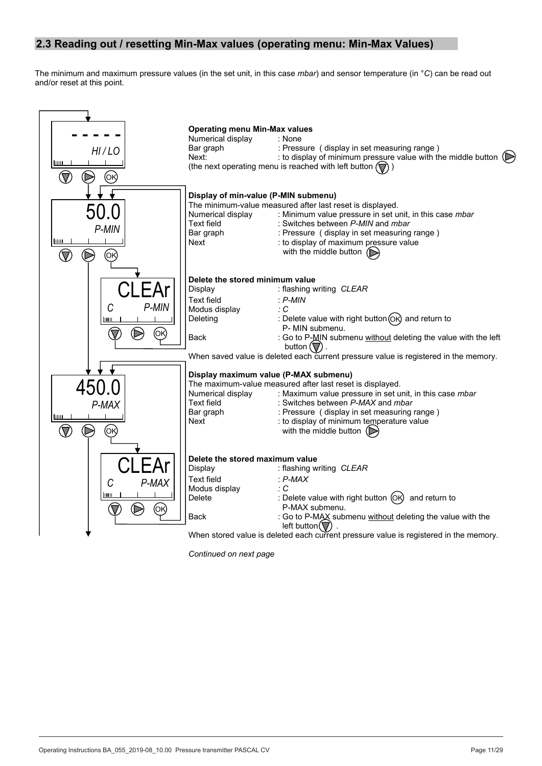## 2.3 Reading out / resetting Min-Max values (operating menu: Min-Max Values)

The minimum and maximum pressure values (in the set unit, in this case *mbar*) and sensor temperature (in °*C*) can be read out and/or reset at this point.

**Operating menu Min-Max values**

| | |
|---|---|
| Numerical display | : None |
| Bar graph | : Pressure ( display in set measuring range ) |
| Next: | : to display of minimum pressure value with the middle button |

(the next operating menu is reached with left button )

**Display of min-value (P-MIN submenu)**

The minimum-value measured after last reset is displayed.

| | |
|---|---|
| Numerical display | : Minimum value pressure in set unit, in this case *mbar* |
| Text field | : Switches between *P-MIN* and *mbar* |
| Bar graph | : Pressure ( display in set measuring range ) |
| Next | : to display of maximum pressure value with the middle button |

**Delete the stored minimum value**

| | |
|---|---|
| Display | : flashing writing *CLEAR* |
| Text field | : *P-MIN* |
| Modus display | : *C* |
| Deleting | : Delete value with right button (OK) and return to P- MIN submenu. |
| Back | : Go to P-MIN submenu <u>without</u> deleting the value with the left button . |

When saved value is deleted each current pressure value is registered in the memory.

**Display maximum value (P-MAX submenu)**

The maximum-value measured after last reset is displayed.

| | |
|---|---|
| Numerical display | : Maximum value pressure in set unit, in this case *mbar* |
| Text field | : Switches between *P-MAX* and *mbar* |
| Bar graph | : Pressure ( display in set measuring range ) |
| Next | : to display of minimum temperature value with the middle button |

**Delete the stored maximum value**

| | |
|---|---|
| Display | : flashing writing *CLEAR* |
| Text field | : *P-MAX* |
| Modus display | : *C* |
| Delete | : Delete value with right button (OK) and return to P-MAX submenu. |
| Back | : Go to P-MAX submenu <u>without</u> deleting the value with the left button . |

When stored value is deleted each current pressure value is registered in the memory.

*Continued on next page*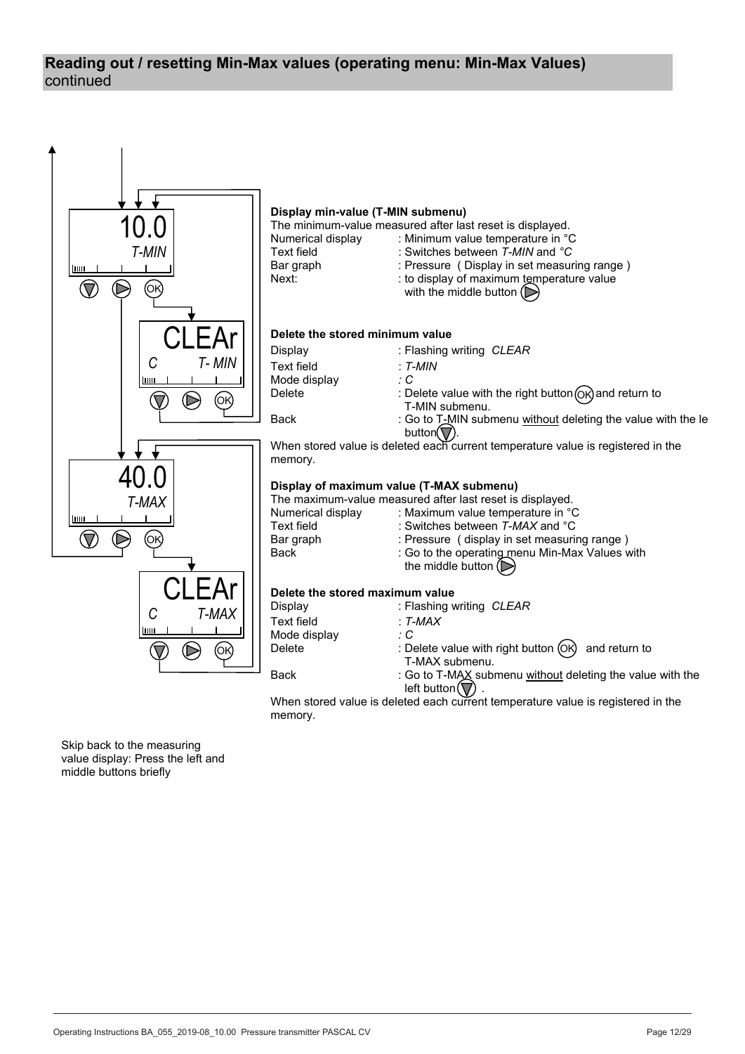## Reading out / resetting Min-Max values (operating menu: Min-Max Values) continued

10.0
T-MIN

CLEAr
C T- MIN

40.0
T-MAX

CLEAr
C T-MAX

**Display min-value (T-MIN submenu)**

The minimum-value measured after last reset is displayed.

| | |
|---|---|
| Numerical display | : Minimum value temperature in °C |
| Text field | : Switches between *T-MIN* and *°C* |
| Bar graph | : Pressure ( Display in set measuring range ) |
| Next: | : to display of maximum temperature value with the middle button ▷ |

**Delete the stored minimum value**

| | |
|---|---|
| Display | : Flashing writing *CLEAR* |
| Text field | : *T-MIN* |
| Mode display | *: C* |
| Delete | : Delete value with the right button OK and return to T-MIN submenu. |
| Back | : Go to T-MIN submenu <u>without</u> deleting the value with the le button ▽. |

When stored value is deleted each current temperature value is registered in the memory.

**Display of maximum value (T-MAX submenu)**

The maximum-value measured after last reset is displayed.

| | |
|---|---|
| Numerical display | : Maximum value temperature in °C |
| Text field | : Switches between *T-MAX* and °C |
| Bar graph | : Pressure ( display in set measuring range ) |
| Back | : Go to the operating menu Min-Max Values with the middle button ▷ |

**Delete the stored maximum value**

| | |
|---|---|
| Display | : Flashing writing *CLEAR* |
| Text field | : *T-MAX* |
| Mode display | *: C* |
| Delete | : Delete value with right button OK and return to T-MAX submenu. |
| Back | : Go to T-MAX submenu <u>without</u> deleting the value with the left button ▽ . |

When stored value is deleted each current temperature value is registered in the memory.

Skip back to the measuring value display: Press the left and middle buttons briefly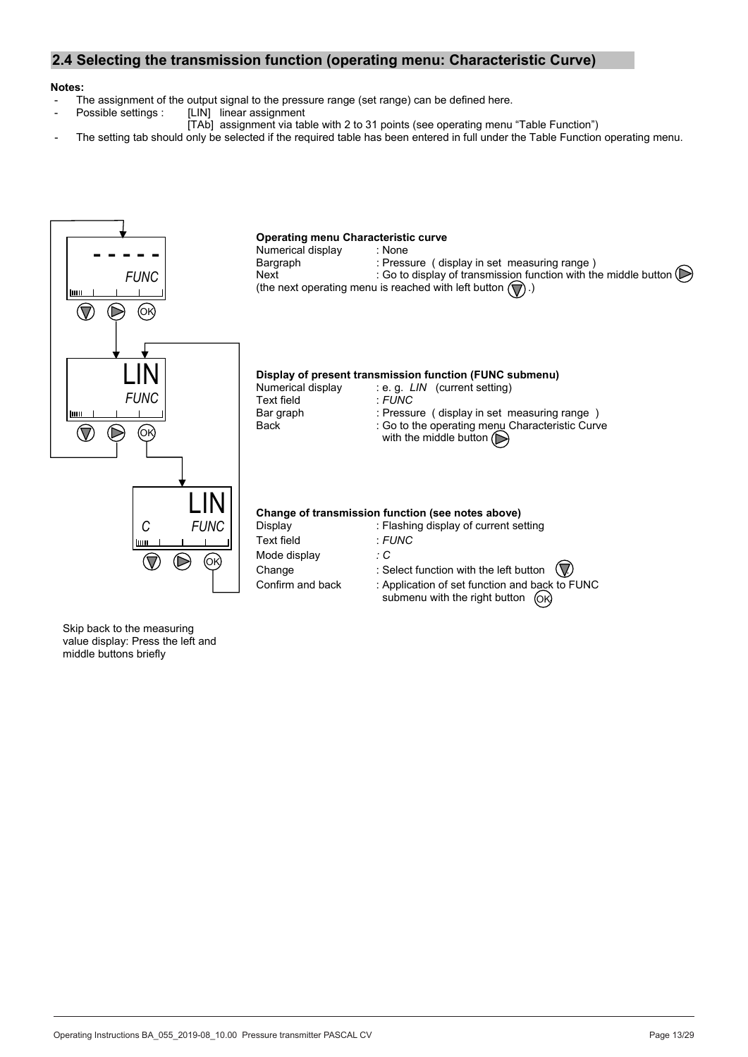## 2.4 Selecting the transmission function (operating menu: Characteristic Curve)

**Notes:**

- The assignment of the output signal to the pressure range (set range) can be defined here.
- Possible settings : [LIN] linear assignment
  [TAb] assignment via table with 2 to 31 points (see operating menu "Table Function")
- The setting tab should only be selected if the required table has been entered in full under the Table Function operating menu.

**Operating menu Characteristic curve**

| | |
|---|---|
| Numerical display | : None |
| Bargraph | : Pressure ( display in set measuring range ) |
| Next | : Go to display of transmission function with the middle button ▷ |

(the next operating menu is reached with left button ▽.)

**Display of present transmission function (FUNC submenu)**

| | |
|---|---|
| Numerical display | : e. g. *LIN* (current setting) |
| Text field | : *FUNC* |
| Bar graph | : Pressure ( display in set measuring range ) |
| Back | : Go to the operating menu Characteristic Curve with the middle button ▷ |

**Change of transmission function (see notes above)**

| | |
|---|---|
| Display | : Flashing display of current setting |
| Text field | : *FUNC* |
| Mode display | : *C* |
| Change | : Select function with the left button ▽ |
| Confirm and back | : Application of set function and back to FUNC submenu with the right button OK |

Skip back to the measuring value display: Press the left and middle buttons briefly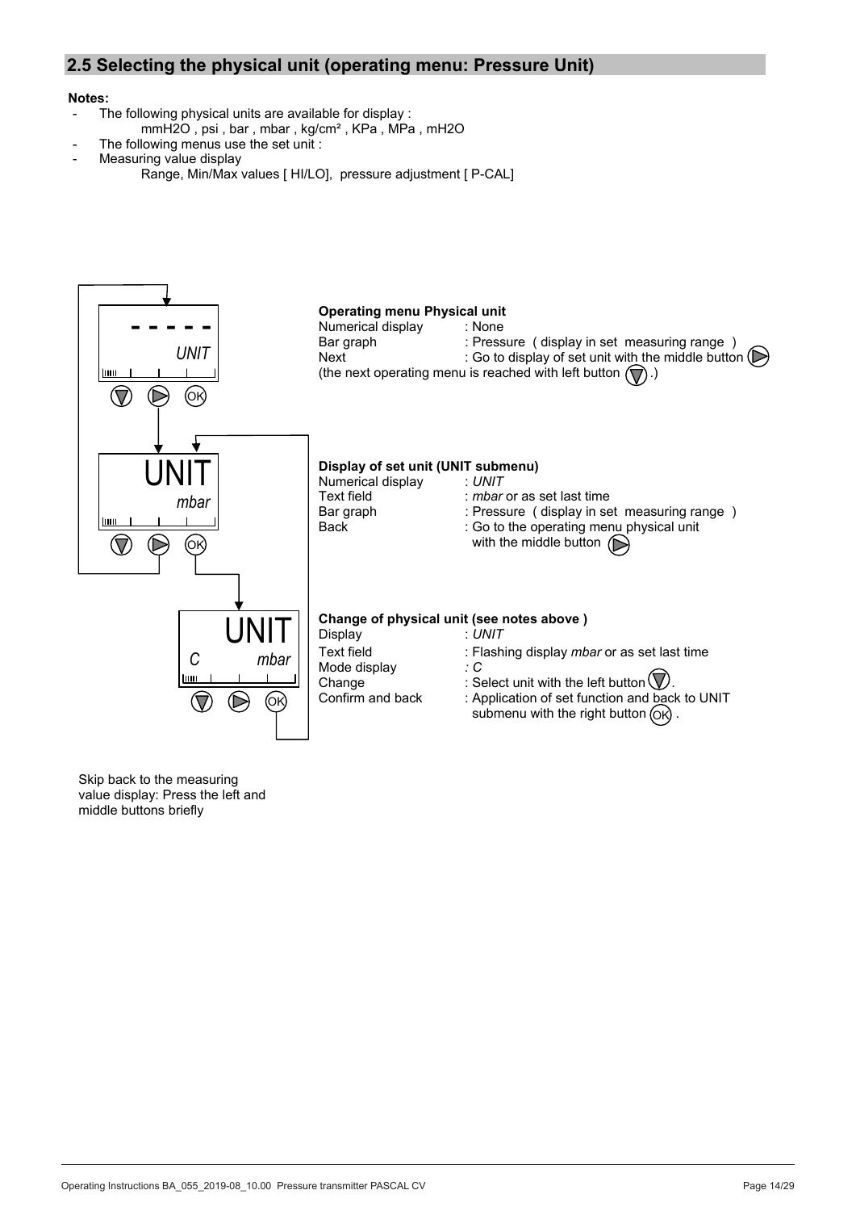## 2.5 Selecting the physical unit (operating menu: Pressure Unit)

**Notes:**

- The following physical units are available for display :
  mmH2O , psi , bar , mbar , kg/cm² , KPa , MPa , mH2O
- The following menus use the set unit :
- Measuring value display
  Range, Min/Max values [ HI/LO], pressure adjustment [ P-CAL]

- - - - -
UNIT

**Operating menu Physical unit**

| | |
|---|---|
| Numerical display | : None |
| Bar graph | : Pressure ( display in set measuring range ) |
| Next | : Go to display of set unit with the middle button |

(the next operating menu is reached with left button .)

UNIT
mbar

**Display of set unit (UNIT submenu)**

| | |
|---|---|
| Numerical display | : *UNIT* |
| Text field | : *mbar* or as set last time |
| Bar graph | : Pressure ( display in set measuring range ) |
| Back | : Go to the operating menu physical unit with the middle button |

UNIT
C mbar

**Change of physical unit (see notes above )**

| | |
|---|---|
| Display | : *UNIT* |
| Text field | : Flashing display *mbar* or as set last time |
| Mode display | : *C* |
| Change | : Select unit with the left button . |
| Confirm and back | : Application of set function and back to UNIT submenu with the right button (OK) . |

Skip back to the measuring value display: Press the left and middle buttons briefly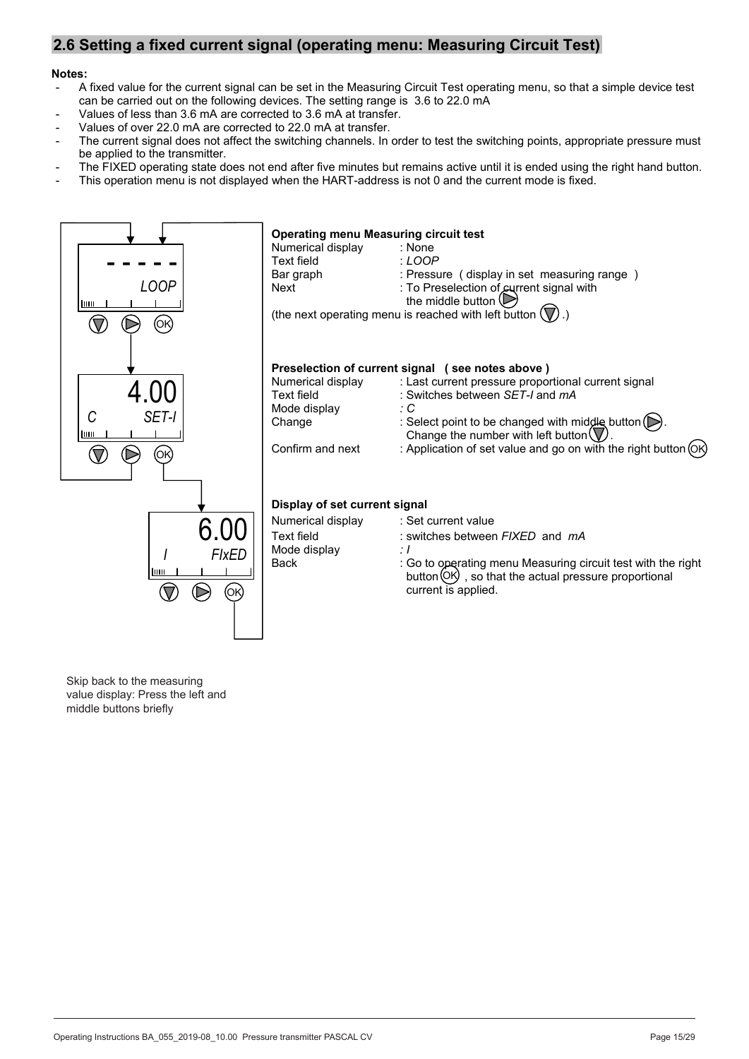## 2.6 Setting a fixed current signal (operating menu: Measuring Circuit Test)

**Notes:**

- A fixed value for the current signal can be set in the Measuring Circuit Test operating menu, so that a simple device test can be carried out on the following devices. The setting range is 3.6 to 22.0 mA
- Values of less than 3.6 mA are corrected to 3.6 mA at transfer.
- Values of over 22.0 mA are corrected to 22.0 mA at transfer.
- The current signal does not affect the switching channels. In order to test the switching points, appropriate pressure must be applied to the transmitter.
- The FIXED operating state does not end after five minutes but remains active until it is ended using the right hand button.
- This operation menu is not displayed when the HART-address is not 0 and the current mode is fixed.

**Operating menu Measuring circuit test**

| | |
|---|---|
| Numerical display | : None |
| Text field | : *LOOP* |
| Bar graph | : Pressure ( display in set measuring range ) |
| Next | : To Preselection of current signal with the middle button ▷ |

(the next operating menu is reached with left button ▽ .)

**Preselection of current signal ( see notes above )**

| | |
|---|---|
| Numerical display | : Last current pressure proportional current signal |
| Text field | : Switches between *SET-I* and *mA* |
| Mode display | *: C* |
| Change | : Select point to be changed with middle button ▷. Change the number with left button ▽. |
| Confirm and next | : Application of set value and go on with the right button OK |

**Display of set current signal**

| | |
|---|---|
| Numerical display | : Set current value |
| Text field | : switches between *FIXED* and *mA* |
| Mode display | *: I* |
| Back | : Go to operating menu Measuring circuit test with the right button OK , so that the actual pressure proportional current is applied. |

Skip back to the measuring value display: Press the left and middle buttons briefly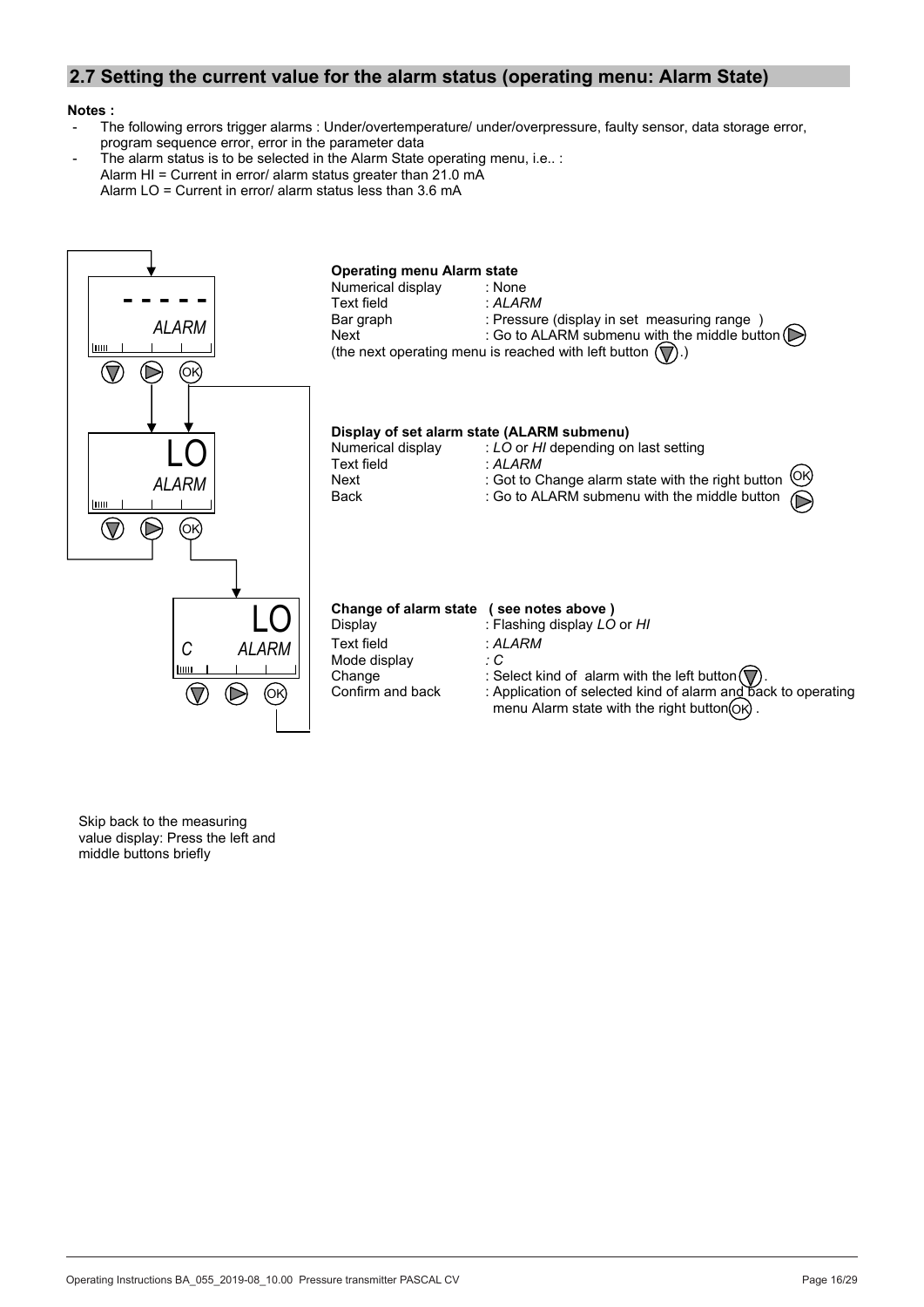## 2.7 Setting the current value for the alarm status (operating menu: Alarm State)

**Notes :**

- The following errors trigger alarms : Under/overtemperature/ under/overpressure, faulty sensor, data storage error, program sequence error, error in the parameter data
- The alarm status is to be selected in the Alarm State operating menu, i.e.. :
  Alarm HI = Current in error/ alarm status greater than 21.0 mA
  Alarm LO = Current in error/ alarm status less than 3.6 mA

**Operating menu Alarm state**

| | |
|---|---|
| Numerical display | : None |
| Text field | : *ALARM* |
| Bar graph | : Pressure (display in set measuring range ) |
| Next | : Go to ALARM submenu with the middle button |

(the next operating menu is reached with left button .)

**Display of set alarm state (ALARM submenu)**

| | |
|---|---|
| Numerical display | : *LO* or *HI* depending on last setting |
| Text field | : *ALARM* |
| Next | : Got to Change alarm state with the right button |
| Back | : Go to ALARM submenu with the middle button |

**Change of alarm state ( see notes above )**

| | |
|---|---|
| Display | : Flashing display *LO* or *HI* |
| Text field | : *ALARM* |
| Mode display | *: C* |
| Change | : Select kind of alarm with the left button . |
| Confirm and back | : Application of selected kind of alarm and back to operating menu Alarm state with the right button . |

Skip back to the measuring value display: Press the left and middle buttons briefly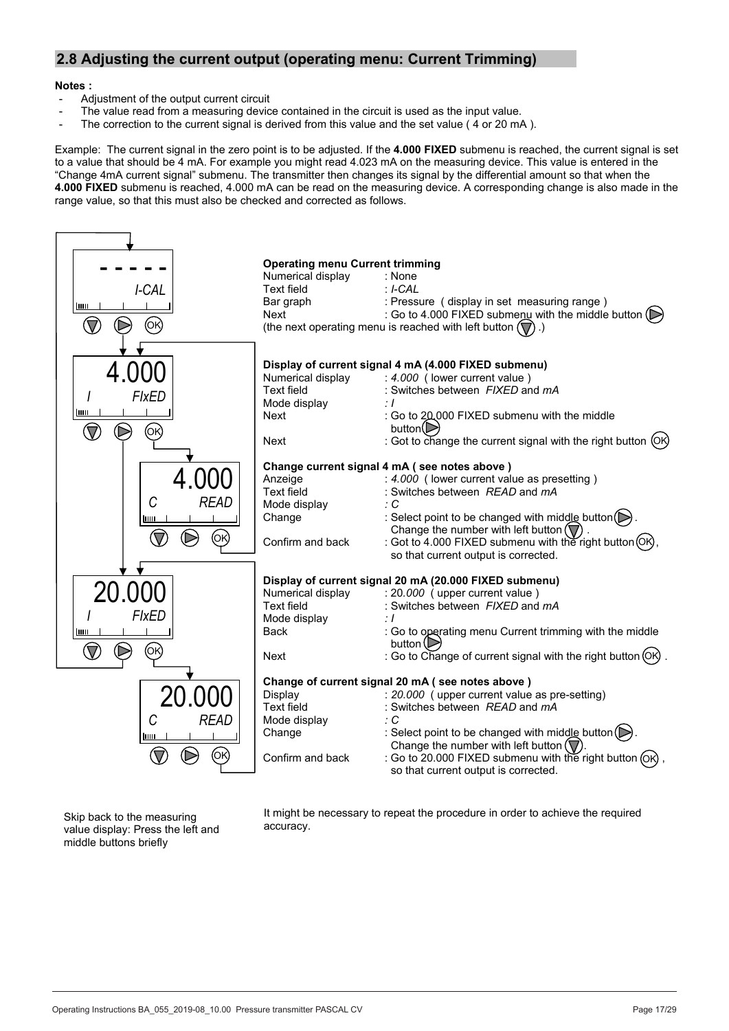## 2.8 Adjusting the current output (operating menu: Current Trimming)

**Notes :**

- Adjustment of the output current circuit
- The value read from a measuring device contained in the circuit is used as the input value.
- The correction to the current signal is derived from this value and the set value ( 4 or 20 mA ).

Example: The current signal in the zero point is to be adjusted. If the **4.000 FIXED** submenu is reached, the current signal is set to a value that should be 4 mA. For example you might read 4.023 mA on the measuring device. This value is entered in the "Change 4mA current signal" submenu. The transmitter then changes its signal by the differential amount so that when the **4.000 FIXED** submenu is reached, 4.000 mA can be read on the measuring device. A corresponding change is also made in the range value, so that this must also be checked and corrected as follows.

**Operating menu Current trimming**

| | |
|---|---|
| Numerical display | : None |
| Text field | : *I-CAL* |
| Bar graph | : Pressure ( display in set measuring range ) |
| Next | : Go to 4.000 FIXED submenu with the middle button |

(the next operating menu is reached with left button .)

**Display of current signal 4 mA (4.000 FIXED submenu)**

| | |
|---|---|
| Numerical display | : *4.000* ( lower current value ) |
| Text field | : Switches between *FIXED* and *mA* |
| Mode display | : *I* |
| Next | : Go to 20.000 FIXED submenu with the middle button |
| Next | : Got to change the current signal with the right button (OK) |

**Change current signal 4 mA ( see notes above )**

| | |
|---|---|
| Anzeige | : *4.000* ( lower current value as presetting ) |
| Text field | : Switches between *READ* and *mA* |
| Mode display | : *C* |
| Change | : Select point to be changed with middle button . Change the number with left button . |
| Confirm and back | : Got to 4.000 FIXED submenu with the right button (OK), so that current output is corrected. |

**Display of current signal 20 mA (20.000 FIXED submenu)**

| | |
|---|---|
| Numerical display | : 20.*000* ( upper current value ) |
| Text field | : Switches between *FIXED* and *mA* |
| Mode display | : *I* |
| Back | : Go to operating menu Current trimming with the middle button |
| Next | : Go to Change of current signal with the right button (OK) . |

**Change of current signal 20 mA ( see notes above )**

| | |
|---|---|
| Display | : *20.000* ( upper current value as pre-setting) |
| Text field | : Switches between *READ* and *mA* |
| Mode display | : *C* |
| Change | : Select point to be changed with middle button . Change the number with left button . |
| Confirm and back | : Go to 20.000 FIXED submenu with the right button (OK) , so that current output is corrected. |

Skip back to the measuring value display: Press the left and middle buttons briefly

It might be necessary to repeat the procedure in order to achieve the required accuracy.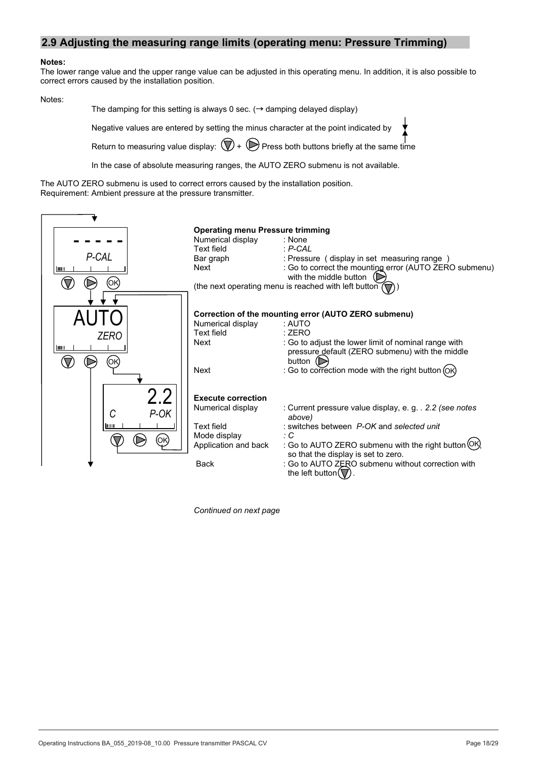## 2.9 Adjusting the measuring range limits (operating menu: Pressure Trimming)

**Notes:**
The lower range value and the upper range value can be adjusted in this operating menu. In addition, it is also possible to correct errors caused by the installation position.

Notes:

The damping for this setting is always 0 sec. (→ damping delayed display)

Negative values are entered by setting the minus character at the point indicated by

Return to measuring value display: ▽ + ▷ Press both buttons briefly at the same time

In the case of absolute measuring ranges, the AUTO ZERO submenu is not available.

The AUTO ZERO submenu is used to correct errors caused by the installation position.
Requirement: Ambient pressure at the pressure transmitter.

**Operating menu Pressure trimming**

| | |
|---|---|
| Numerical display | : None |
| Text field | : *P-CAL* |
| Bar graph | : Pressure ( display in set measuring range ) |
| Next | : Go to correct the mounting error (AUTO ZERO submenu) with the middle button ▷ |

(the next operating menu is reached with left button ▽)

**Correction of the mounting error (AUTO ZERO submenu)**

| | |
|---|---|
| Numerical display | : AUTO |
| Text field | : ZERO |
| Next | : Go to adjust the lower limit of nominal range with pressure default (ZERO submenu) with the middle button ▷ |
| Next | : Go to correction mode with the right button OK |

**Execute correction**

| | |
|---|---|
| Numerical display | : Current pressure value display, e. g. . *2.2 (see notes above)* |
| Text field | : switches between *P-OK* and *selected unit* |
| Mode display | : *C* |
| Application and back | : Go to AUTO ZERO submenu with the right button OK, so that the display is set to zero. |
| Back | : Go to AUTO ZERO submenu without correction with the left button ▽. |

*Continued on next page*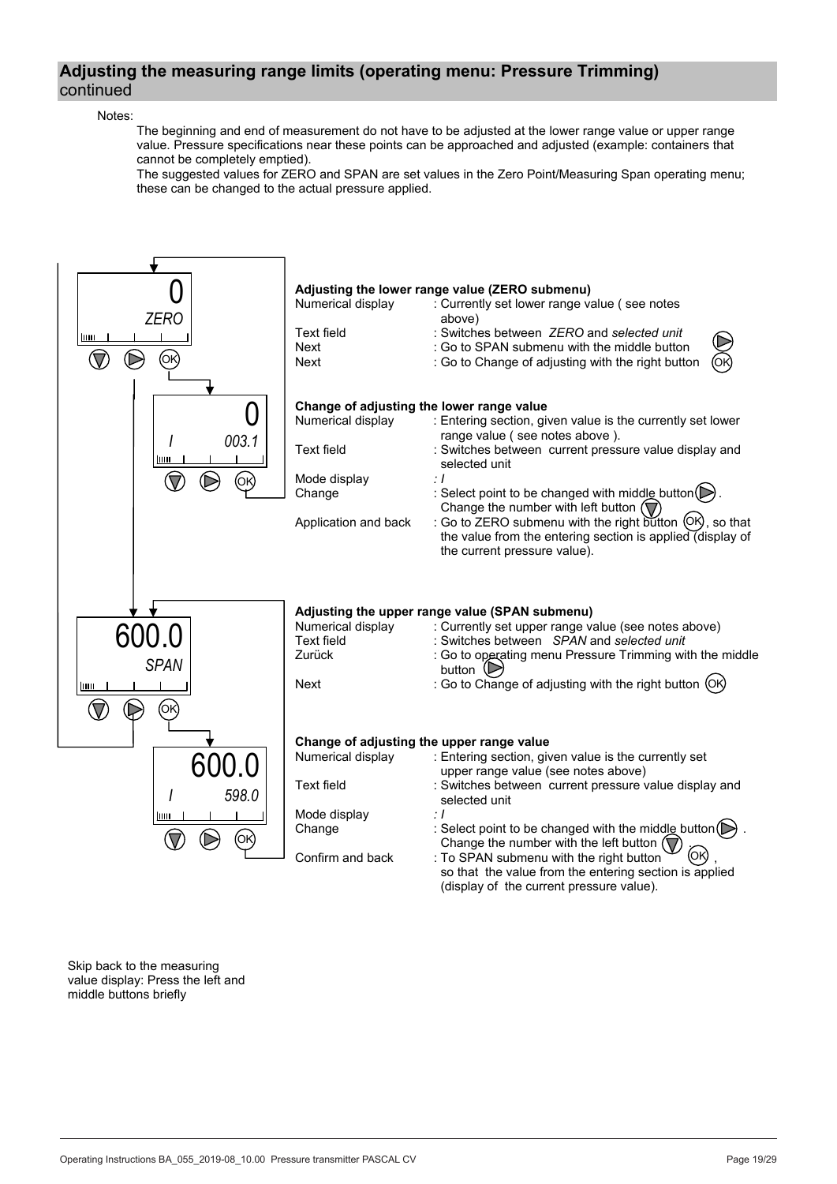## Adjusting the measuring range limits (operating menu: Pressure Trimming) continued

Notes:

The beginning and end of measurement do not have to be adjusted at the lower range value or upper range value. Pressure specifications near these points can be approached and adjusted (example: containers that cannot be completely emptied).
The suggested values for ZERO and SPAN are set values in the Zero Point/Measuring Span operating menu; these can be changed to the actual pressure applied.

0
*ZERO*

**Adjusting the lower range value (ZERO submenu)**

| | |
|---|---|
| Numerical display | : Currently set lower range value ( see notes above) |
| Text field | : Switches between *ZERO* and *selected unit* |
| Next | : Go to SPAN submenu with the middle button |
| Next | : Go to Change of adjusting with the right button |

0
*I 003.1*

**Change of adjusting the lower range value**

| | |
|---|---|
| Numerical display | : Entering section, given value is the currently set lower range value ( see notes above ). |
| Text field | : Switches between current pressure value display and selected unit |
| Mode display | : *I* |
| Change | : Select point to be changed with middle button. Change the number with left button |
| Application and back | : Go to ZERO submenu with the right button (OK), so that the value from the entering section is applied (display of the current pressure value). |

600.0
*SPAN*

**Adjusting the upper range value (SPAN submenu)**

| | |
|---|---|
| Numerical display | : Currently set upper range value (see notes above) |
| Text field | : Switches between *SPAN* and *selected unit* |
| Zurück | : Go to operating menu Pressure Trimming with the middle button |
| Next | : Go to Change of adjusting with the right button (OK) |

600.0
*I 598.0*

**Change of adjusting the upper range value**

| | |
|---|---|
| Numerical display | : Entering section, given value is the currently set upper range value (see notes above) |
| Text field | : Switches between current pressure value display and selected unit |
| Mode display | : *I* |
| Change | : Select point to be changed with the middle button. Change the number with the left button. |
| Confirm and back | : To SPAN submenu with the right button (OK), so that the value from the entering section is applied (display of the current pressure value). |

Skip back to the measuring value display: Press the left and middle buttons briefly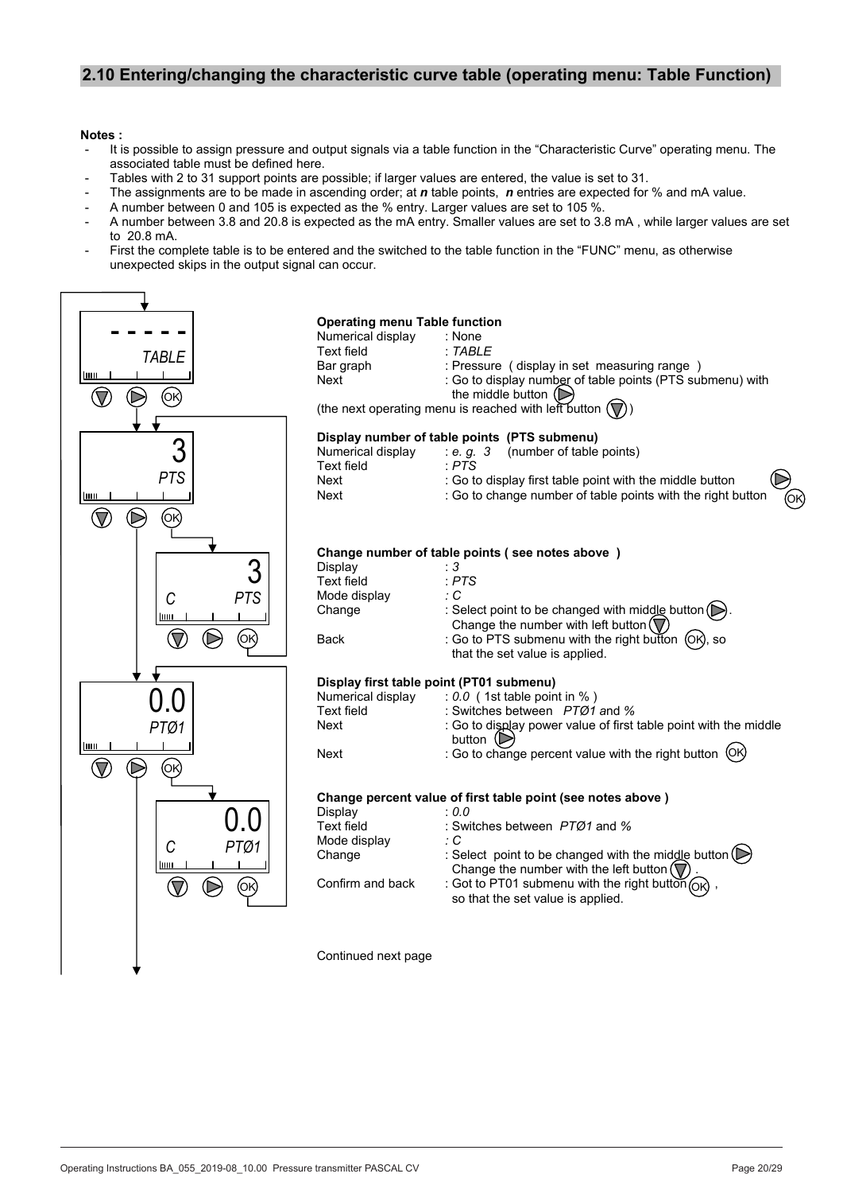## 2.10 Entering/changing the characteristic curve table (operating menu: Table Function)

**Notes :**

- It is possible to assign pressure and output signals via a table function in the “Characteristic Curve” operating menu. The associated table must be defined here.
- Tables with 2 to 31 support points are possible; if larger values are entered, the value is set to 31.
- The assignments are to be made in ascending order; at ***n*** table points, ***n*** entries are expected for % and mA value.
- A number between 0 and 105 is expected as the % entry. Larger values are set to 105 %.
- A number between 3.8 and 20.8 is expected as the mA entry. Smaller values are set to 3.8 mA , while larger values are set to 20.8 mA.
- First the complete table is to be entered and the switched to the table function in the “FUNC” menu, as otherwise unexpected skips in the output signal can occur.

**Operating menu Table function**

| | |
|---|---|
| Numerical display | : None |
| Text field | : *TABLE* |
| Bar graph | : Pressure ( display in set measuring range ) |
| Next | : Go to display number of table points (PTS submenu) with the middle button (▷) |

(the next operating menu is reached with left button (▽))

**Display number of table points (PTS submenu)**

| | |
|---|---|
| Numerical display | : *e. g. 3* (number of table points) |
| Text field | : *PTS* |
| Next | : Go to display first table point with the middle button (▷) |
| Next | : Go to change number of table points with the right button (OK) |

**Change number of table points ( see notes above )**

| | |
|---|---|
| Display | : *3* |
| Text field | : *PTS* |
| Mode display | *: C* |
| Change | : Select point to be changed with middle button (▷). Change the number with left button (▽) |
| Back | : Go to PTS submenu with the right button (OK), so that the set value is applied. |

**Display first table point (PT01 submenu)**

| | |
|---|---|
| Numerical display | : *0.0* ( 1st table point in % ) |
| Text field | : Switches between *PTØ1 and %* |
| Next | : Go to display power value of first table point with the middle button (▷) |
| Next | : Go to change percent value with the right button (OK) |

**Change percent value of first table point (see notes above )**

| | |
|---|---|
| Display | : *0.0* |
| Text field | : Switches between *PTØ1* and *%* |
| Mode display | *: C* |
| Change | : Select point to be changed with the middle button (▷) Change the number with the left button (▽) . |
| Confirm and back | : Got to PT01 submenu with the right button (OK) , so that the set value is applied. |

Continued next page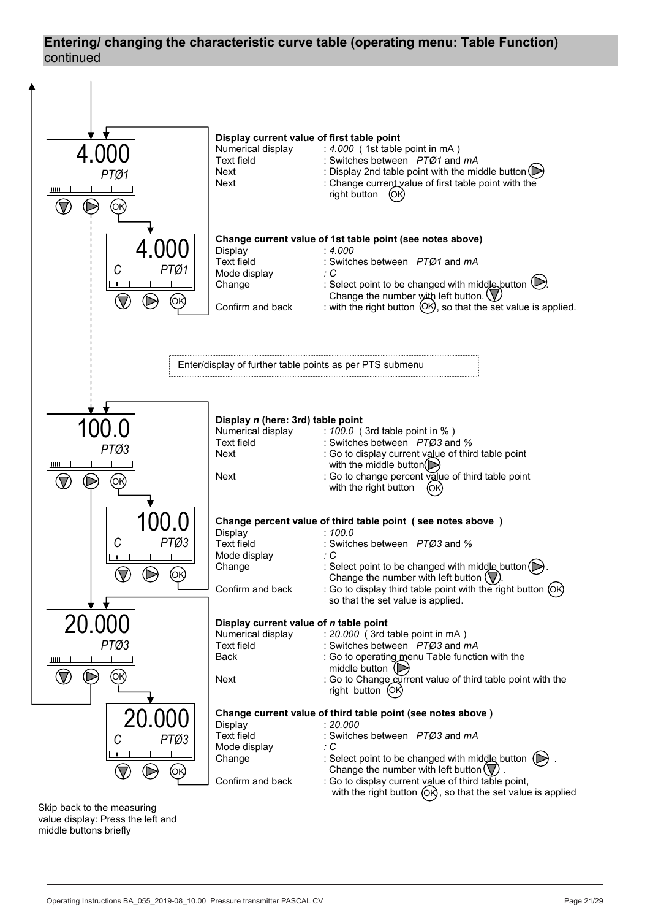## Entering/ changing the characteristic curve table (operating menu: Table Function) continued

4.000
*PTØ1*

**Display current value of first table point**

| | |
|---|---|
| Numerical display | : *4.000* ( 1st table point in mA ) |
| Text field | : Switches between *PTØ1* and *mA* |
| Next | : Display 2nd table point with the middle button |
| Next | : Change current value of first table point with the right button (OK) |

4.000
*C PTØ1*

**Change current value of 1st table point (see notes above)**

| | |
|---|---|
| Display | : *4.000* |
| Text field | : Switches between *PTØ1* and *mA* |
| Mode display | *: C* |
| Change | : Select point to be changed with middle button. Change the number with left button. |
| Confirm and back | : with the right button (OK), so that the set value is applied. |

Enter/display of further table points as per PTS submenu

100.0
*PTØ3*

**Display *n* (here: 3rd) table point**

| | |
|---|---|
| Numerical display | : *100.0* ( 3rd table point in % ) |
| Text field | : Switches between *PTØ3* and *%* |
| Next | : Go to display current value of third table point with the middle button |
| Next | : Go to change percent value of third table point with the right button (OK) |

100.0
*C PTØ3*

**Change percent value of third table point ( see notes above )**

| | |
|---|---|
| Display | : *100.0* |
| Text field | : Switches between *PTØ3* and *%* |
| Mode display | *: C* |
| Change | : Select point to be changed with middle button. Change the number with left button. |
| Confirm and back | : Go to display third table point with the right button (OK) so that the set value is applied. |

20.000
*PTØ3*

**Display current value of *n* table point**

| | |
|---|---|
| Numerical display | : *20.000* ( 3rd table point in mA ) |
| Text field | : Switches between *PTØ3* and *mA* |
| Back | : Go to operating menu Table function with the middle button |
| Next | : Go to Change current value of third table point with the right button (OK) |

20.000
*C PTØ3*

**Change current value of third table point (see notes above )**

| | |
|---|---|
| Display | : *20.000* |
| Text field | : Switches between *PTØ3 a*nd *mA* |
| Mode display | *: C* |
| Change | : Select point to be changed with middle button. Change the number with left button. |
| Confirm and back | : Go to display current value of third table point, with the right button (OK), so that the set value is applied |

Skip back to the measuring value display: Press the left and middle buttons briefly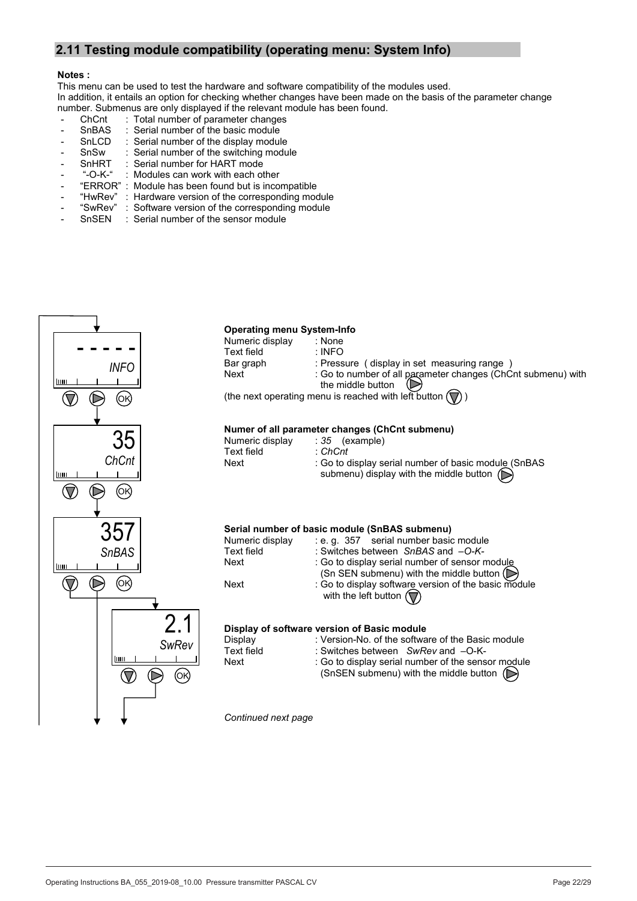## 2.11 Testing module compatibility (operating menu: System Info)

**Notes :**

This menu can be used to test the hardware and software compatibility of the modules used.
In addition, it entails an option for checking whether changes have been made on the basis of the parameter change number. Submenus are only displayed if the relevant module has been found.

- ChCnt : Total number of parameter changes
- SnBAS : Serial number of the basic module
- SnLCD : Serial number of the display module
- SnSw : Serial number of the switching module
- SnHRT : Serial number for HART mode
- "-O-K-" : Modules can work with each other
- "ERROR" : Module has been found but is incompatible
- "HwRev" : Hardware version of the corresponding module
- "SwRev" : Software version of the corresponding module
- SnSEN : Serial number of the sensor module

- - - - -
*INFO*

**Operating menu System-Info**

Numeric display : None
Text field : INFO
Bar graph : Pressure ( display in set measuring range )
Next : Go to number of all parameter changes (ChCnt submenu) with the middle button
(the next operating menu is reached with left button )

35
*ChCnt*

**Numer of all parameter changes (ChCnt submenu)**

Numeric display : *35* (example)
Text field : *ChCnt*
Next : Go to display serial number of basic module (SnBAS submenu) display with the middle button

357
*SnBAS*

**Serial number of basic module (SnBAS submenu)**

Numeric display : e. g. 357 serial number basic module
Text field : Switches between *SnBAS* and *–O-K-*
Next : Go to display serial number of sensor module (Sn SEN submenu) with the middle button
Next : Go to display software version of the basic module with the left button

2.1
*SwRev*

**Display of software version of Basic module**

Display : Version-No. of the software of the Basic module
Text field : Switches between *SwRev* and –O-K-
Next : Go to display serial number of the sensor module (SnSEN submenu) with the middle button

*Continued next page*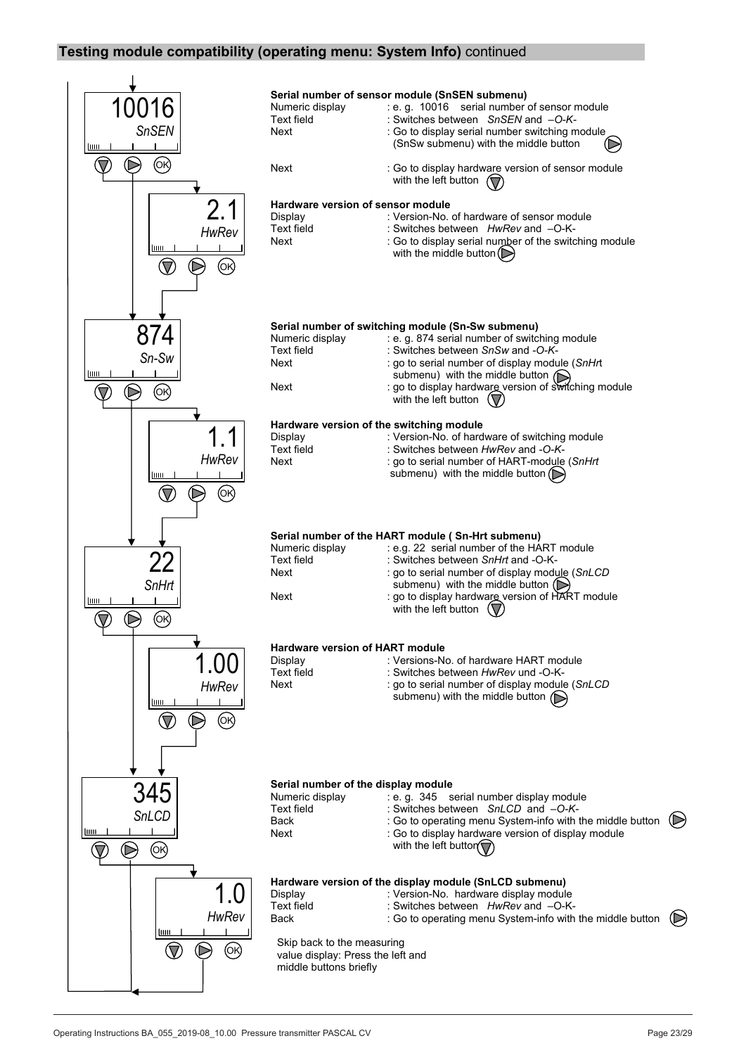## Testing module compatibility (operating menu: System Info) continued

10016
*SnSEN*

**Serial number of sensor module (SnSEN submenu)**

| | |
|---|---|
| Numeric display | : e. g. 10016 serial number of sensor module |
| Text field | : Switches between *SnSEN* and *–O-K-* |
| Next | : Go to display serial number switching module (SnSw submenu) with the middle button |
| Next | : Go to display hardware version of sensor module with the left button |

2.1
*HwRev*

**Hardware version of sensor module**

| | |
|---|---|
| Display | : Version-No. of hardware of sensor module |
| Text field | : Switches between *HwRev* and –O-K- |
| Next | : Go to display serial number of the switching module with the middle button |

874
*Sn-Sw*

**Serial number of switching module (Sn-Sw submenu)**

| | |
|---|---|
| Numeric display | : e. g. 874 serial number of switching module |
| Text field | : Switches between *SnSw* and *-O-K-* |
| Next | : go to serial number of display module (*SnHrt* submenu) with the middle button |
| Next | : go to display hardware version of switching module with the left button |

1.1
*HwRev*

**Hardware version of the switching module**

| | |
|---|---|
| Display | : Version-No. of hardware of switching module |
| Text field | : Switches between *HwRev* and *-O-K-* |
| Next | : go to serial number of HART-module (*SnHrt* submenu) with the middle button |

22
*SnHrt*

**Serial number of the HART module ( Sn-Hrt submenu)**

| | |
|---|---|
| Numeric display | : e.g. 22 serial number of the HART module |
| Text field | : Switches between *SnHrt* and -O-K- |
| Next | : go to serial number of display module (*SnLCD* submenu) with the middle button |
| Next | : go to display hardware version of HART module with the left button |

1.00
*HwRev*

**Hardware version of HART module**

| | |
|---|---|
| Display | : Versions-No. of hardware HART module |
| Text field | : Switches between *HwRev* und -O-K- |
| Next | : go to serial number of display module (*SnLCD* submenu) with the middle button |

345
*SnLCD*

**Serial number of the display module**

| | |
|---|---|
| Numeric display | : e. g. 345 serial number display module |
| Text field | : Switches between *SnLCD* and *–O-K-* |
| Back | : Go to operating menu System-info with the middle button |
| Next | : Go to display hardware version of display module with the left button |

1.0
*HwRev*

**Hardware version of the display module (SnLCD submenu)**

| | |
|---|---|
| Display | : Version-No. hardware display module |
| Text field | : Switches between *HwRev* and –O-K- |
| Back | : Go to operating menu System-info with the middle button |

Skip back to the measuring value display: Press the left and middle buttons briefly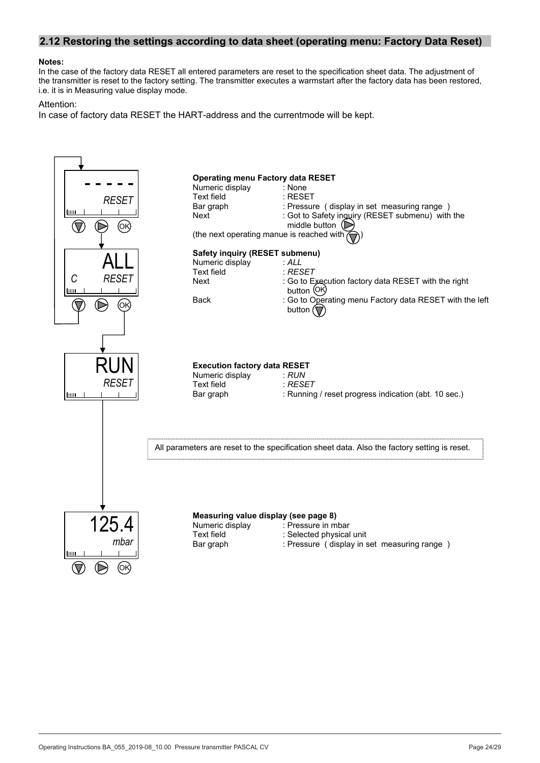## 2.12 Restoring the settings according to data sheet (operating menu: Factory Data Reset)

**Notes:**
In the case of the factory data RESET all entered parameters are reset to the specification sheet data. The adjustment of the transmitter is reset to the factory setting. The transmitter executes a warmstart after the factory data has been restored, i.e. it is in Measuring value display mode.

Attention:
In case of factory data RESET the HART-address and the currentmode will be kept.

- - - - -
*RESET*

**Operating menu Factory data RESET**

| | |
|---|---|
| Numeric display | : None |
| Text field | : RESET |
| Bar graph | : Pressure ( display in set measuring range ) |
| Next | : Got to Safety inquiry (RESET submenu) with the middle button |

(the next operating manue is reached with )

ALL
C *RESET*

**Safety inquiry (RESET submenu)**

| | |
|---|---|
| Numeric display | : *ALL* |
| Text field | : *RESET* |
| Next | : Go to Execution factory data RESET with the right button OK |
| Back | : Go to Operating menu Factory data RESET with the left button |

RUN
*RESET*

**Execution factory data RESET**

| | |
|---|---|
| Numeric display | : *RUN* |
| Text field | : *RESET* |
| Bar graph | : Running / reset progress indication (abt. 10 sec.) |

All parameters are reset to the specification sheet data. Also the factory setting is reset.

125.4
*mbar*

**Measuring value display (see page 8)**

| | |
|---|---|
| Numeric display | : Pressure in mbar |
| Text field | : Selected physical unit |
| Bar graph | : Pressure ( display in set measuring range ) |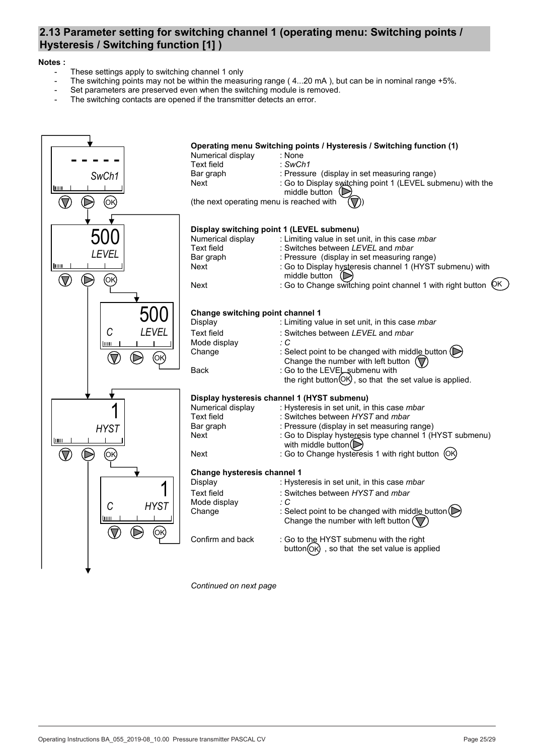## 2.13 Parameter setting for switching channel 1 (operating menu: Switching points / Hysteresis / Switching function [1] )

**Notes :**

- These settings apply to switching channel 1 only
- The switching points may not be within the measuring range ( 4...20 mA ), but can be in nominal range +5%.
- Set parameters are preserved even when the switching module is removed.
- The switching contacts are opened if the transmitter detects an error.

**Operating menu Switching points / Hysteresis / Switching function (1)**

| | |
|---|---|
| Numerical display | : None |
| Text field | : *SwCh1* |
| Bar graph | : Pressure (display in set measuring range) |
| Next | : Go to Display switching point 1 (LEVEL submenu) with the middle button ▷ |

(the next operating menu is reached with ▽)

**Display switching point 1 (LEVEL submenu)**

| | |
|---|---|
| Numerical display | : Limiting value in set unit, in this case *mbar* |
| Text field | : Switches between *LEVEL* and *mbar* |
| Bar graph | : Pressure (display in set measuring range) |
| Next | : Go to Display hysteresis channel 1 (HYST submenu) with middle button ▷ |
| Next | : Go to Change switching point channel 1 with right button OK |

**Change switching point channel 1**

| | |
|---|---|
| Display | : Limiting value in set unit, in this case *mbar* |
| Text field | : Switches between *LEVEL* and *mbar* |
| Mode display | : *C* |
| Change | : Select point to be changed with middle button ▷<br>Change the number with left button ▽ |
| Back | : Go to the LEVEL submenu with the right button OK, so that the set value is applied. |

**Display hysteresis channel 1 (HYST submenu)**

| | |
|---|---|
| Numerical display | : Hysteresis in set unit, in this case *mbar* |
| Text field | : Switches between *HYST* and *mbar* |
| Bar graph | : Pressure (display in set measuring range) |
| Next | : Go to Display hysteresis type channel 1 (HYST submenu) with middle button ▷ |
| Next | : Go to Change hysteresis 1 with right button OK |

**Change hysteresis channel 1**

| | |
|---|---|
| Display | : Hysteresis in set unit, in this case *mbar* |
| Text field | : Switches between *HYST* and *mbar* |
| Mode display | : *C* |
| Change | : Select point to be changed with middle button ▷<br>Change the number with left button ▽ |
| Confirm and back | : Go to the HYST submenu with the right button OK, so that the set value is applied |

*Continued on next page*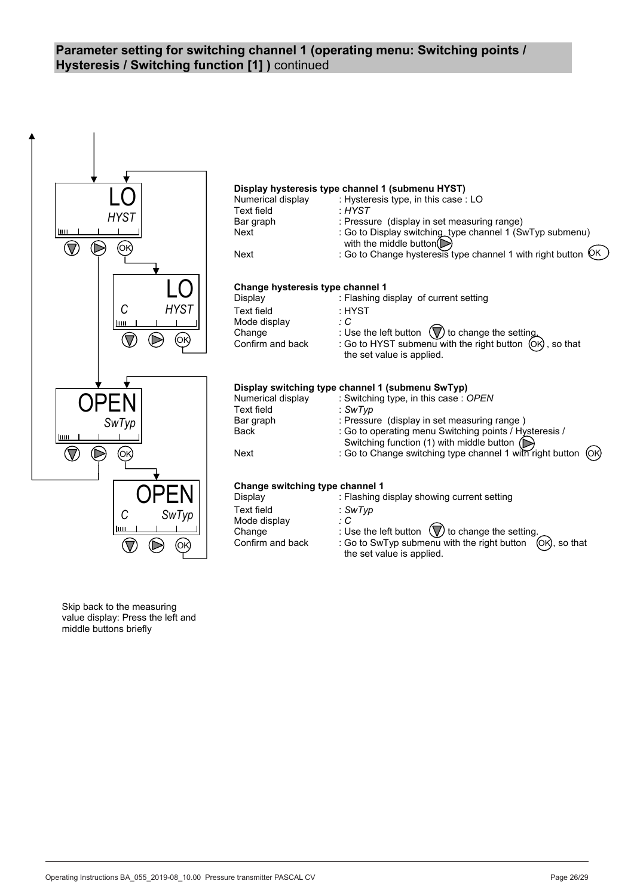## Parameter setting for switching channel 1 (operating menu: Switching points / Hysteresis / Switching function [1] ) continued

**Display hysteresis type channel 1 (submenu HYST)**

| | |
|---|---|
| Numerical display | : Hysteresis type, in this case : LO |
| Text field | : *HYST* |
| Bar graph | : Pressure (display in set measuring range) |
| Next | : Go to Display switching type channel 1 (SwTyp submenu) with the middle button |
| Next | : Go to Change hysteresis type channel 1 with right button OK |

**Change hysteresis type channel 1**

| | |
|---|---|
| Display | : Flashing display of current setting |
| Text field | : HYST |
| Mode display | *: C* |
| Change | : Use the left button to change the setting. |
| Confirm and back | : Go to HYST submenu with the right button OK, so that the set value is applied. |

**Display switching type channel 1 (submenu SwTyp)**

| | |
|---|---|
| Numerical display | : Switching type, in this case : *OPEN* |
| Text field | : *SwTyp* |
| Bar graph | : Pressure (display in set measuring range ) |
| Back | : Go to operating menu Switching points / Hysteresis / Switching function (1) with middle button |
| Next | : Go to Change switching type channel 1 with right button OK |

**Change switching type channel 1**

| | |
|---|---|
| Display | : Flashing display showing current setting |
| Text field | : *SwTyp* |
| Mode display | *: C* |
| Change | : Use the left button to change the setting. |
| Confirm and back | : Go to SwTyp submenu with the right button OK, so that the set value is applied. |

Skip back to the measuring value display: Press the left and middle buttons briefly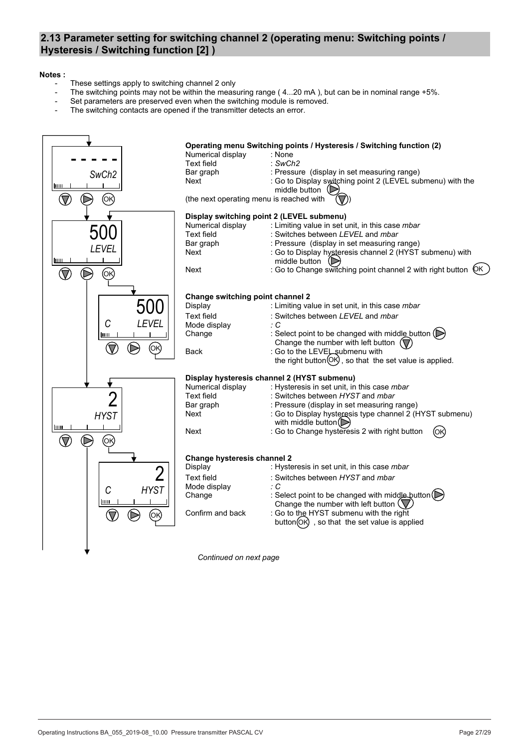## 2.13 Parameter setting for switching channel 2 (operating menu: Switching points / Hysteresis / Switching function [2] )

**Notes :**

- These settings apply to switching channel 2 only
- The switching points may not be within the measuring range ( 4...20 mA ), but can be in nominal range +5%.
- Set parameters are preserved even when the switching module is removed.
- The switching contacts are opened if the transmitter detects an error.

**Operating menu Switching points / Hysteresis / Switching function (2)**

| | |
|---|---|
| Numerical display | : None |
| Text field | : *SwCh2* |
| Bar graph | : Pressure (display in set measuring range) |
| Next | : Go to Display switching point 2 (LEVEL submenu) with the middle button (▷) |

(the next operating menu is reached with (▽))

**Display switching point 2 (LEVEL submenu)**

| | |
|---|---|
| Numerical display | : Limiting value in set unit, in this case *mbar* |
| Text field | : Switches between *LEVEL* and *mbar* |
| Bar graph | : Pressure (display in set measuring range) |
| Next | : Go to Display hysteresis channel 2 (HYST submenu) with middle button (▷) |
| Next | : Go to Change switching point channel 2 with right button (OK) |

**Change switching point channel 2**

| | |
|---|---|
| Display | : Limiting value in set unit, in this case *mbar* |
| Text field | : Switches between *LEVEL* and *mbar* |
| Mode display | *: C* |
| Change | : Select point to be changed with middle button (▷) Change the number with left button (▽) |
| Back | : Go to the LEVEL submenu with the right button (OK) , so that the set value is applied. |

**Display hysteresis channel 2 (HYST submenu)**

| | |
|---|---|
| Numerical display | : Hysteresis in set unit, in this case *mbar* |
| Text field | : Switches between *HYST* and *mbar* |
| Bar graph | : Pressure (display in set measuring range) |
| Next | : Go to Display hysteresis type channel 2 (HYST submenu) with middle button (▷) |
| Next | : Go to Change hysteresis 2 with right button (OK) |

**Change hysteresis channel 2**

| | |
|---|---|
| Display | : Hysteresis in set unit, in this case *mbar* |
| Text field | : Switches between *HYST* and *mbar* |
| Mode display | *: C* |
| Change | : Select point to be changed with middle button (▷) Change the number with left button (▽) |
| Confirm and back | : Go to the HYST submenu with the right button (OK) , so that the set value is applied |

*Continued on next page*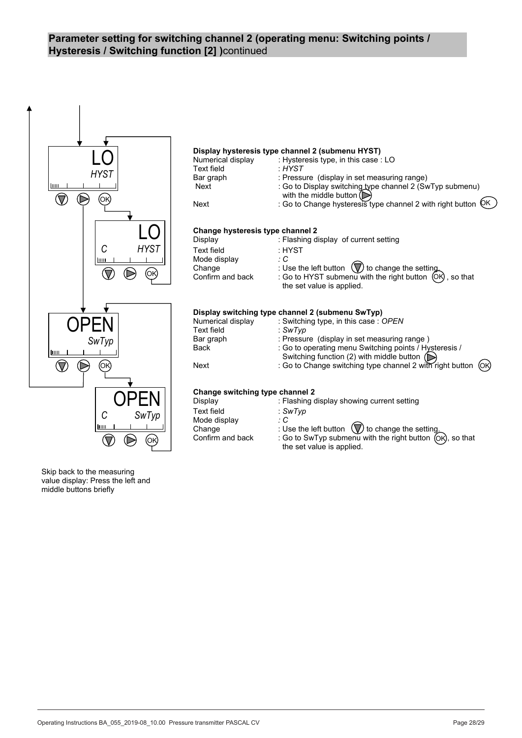## Parameter setting for switching channel 2 (operating menu: Switching points / Hysteresis / Switching function [2] )continued

**Display hysteresis type channel 2 (submenu HYST)**

| | |
|---|---|
| Numerical display | : Hysteresis type, in this case : LO |
| Text field | : *HYST* |
| Bar graph | : Pressure (display in set measuring range) |
| Next | : Go to Display switching type channel 2 (SwTyp submenu) with the middle button ▷ |
| Next | : Go to Change hysteresis type channel 2 with right button OK |

**Change hysteresis type channel 2**

| | |
|---|---|
| Display | : Flashing display of current setting |
| Text field | : HYST |
| Mode display | *: C* |
| Change | : Use the left button ▽ to change the setting. |
| Confirm and back | : Go to HYST submenu with the right button OK , so that the set value is applied. |

**Display switching type channel 2 (submenu SwTyp)**

| | |
|---|---|
| Numerical display | : Switching type, in this case : *OPEN* |
| Text field | : *SwTyp* |
| Bar graph | : Pressure (display in set measuring range ) |
| Back | : Go to operating menu Switching points / Hysteresis / Switching function (2) with middle button ▷ |
| Next | : Go to Change switching type channel 2 with right button OK |

**Change switching type channel 2**

| | |
|---|---|
| Display | : Flashing display showing current setting |
| Text field | : *SwTyp* |
| Mode display | *: C* |
| Change | : Use the left button ▽ to change the setting. |
| Confirm and back | : Go to SwTyp submenu with the right button OK, so that the set value is applied. |

Skip back to the measuring value display: Press the left and middle buttons briefly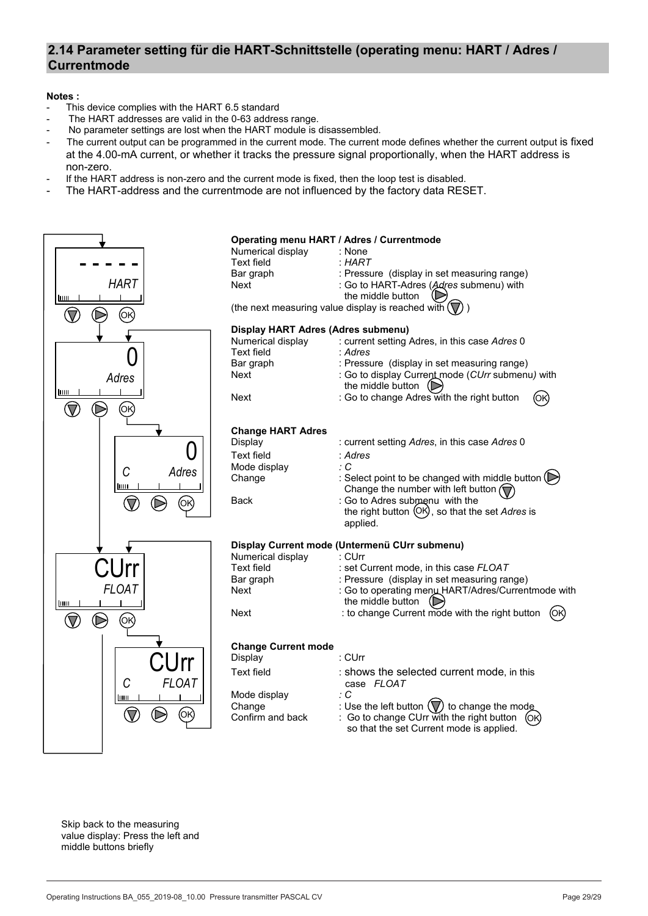## 2.14 Parameter setting für die HART-Schnittstelle (operating menu: HART / Adres / Currentmode

**Notes :**

- This device complies with the HART 6.5 standard
- The HART addresses are valid in the 0-63 address range.
- No parameter settings are lost when the HART module is disassembled.
- The current output can be programmed in the current mode. The current mode defines whether the current output is fixed at the 4.00-mA current, or whether it tracks the pressure signal proportionally, when the HART address is non-zero.
- If the HART address is non-zero and the current mode is fixed, then the loop test is disabled.
- The HART-address and the currentmode are not influenced by the factory data RESET.

- - - - -
*HART*

0
*Adres*

0
*C* *Adres*

CUrr
*FLOAT*

CUrr
*C* *FLOAT*

**Operating menu HART / Adres / Currentmode**

| | |
|---|---|
| Numerical display | : None |
| Text field | : *HART* |
| Bar graph | : Pressure (display in set measuring range) |
| Next | : Go to HART-Adres (*Adres* submenu) with the middle button |

(the next measuring value display is reached with )

**Display HART Adres (Adres submenu)**

| | |
|---|---|
| Numerical display | : current setting Adres, in this case *Adres* 0 |
| Text field | : *Adres* |
| Bar graph | : Pressure (display in set measuring range) |
| Next | : Go to display Current mode (*CUrr* submenu) with the middle button |
| Next | : Go to change Adres with the right button |

**Change HART Adres**

| | |
|---|---|
| Display | : current setting *Adres*, in this case *Adres* 0 |
| Text field | : *Adres* |
| Mode display | *: C* |
| Change | : Select point to be changed with middle button<br>Change the number with left button |
| Back | : Go to Adres submenu with the the right button OK, so that the set *Adres* is applied. |

**Display Current mode (Untermenü CUrr submenu)**

| | |
|---|---|
| Numerical display | : CUrr |
| Text field | : set Current mode, in this case *FLOAT* |
| Bar graph | : Pressure (display in set measuring range) |
| Next | : Go to operating menu HART/Adres/Currentmode with the middle button |
| Next | : to change Current mode with the right button |

**Change Current mode**

| | |
|---|---|
| Display | : CUrr |
| Text field | : shows the selected current mode, in this case *FLOAT* |
| Mode display | *: C* |
| Change | : Use the left button to change the mode |
| Confirm and back | : Go to change CUrr with the right button so that the set Current mode is applied. |

Skip back to the measuring value display: Press the left and middle buttons briefly